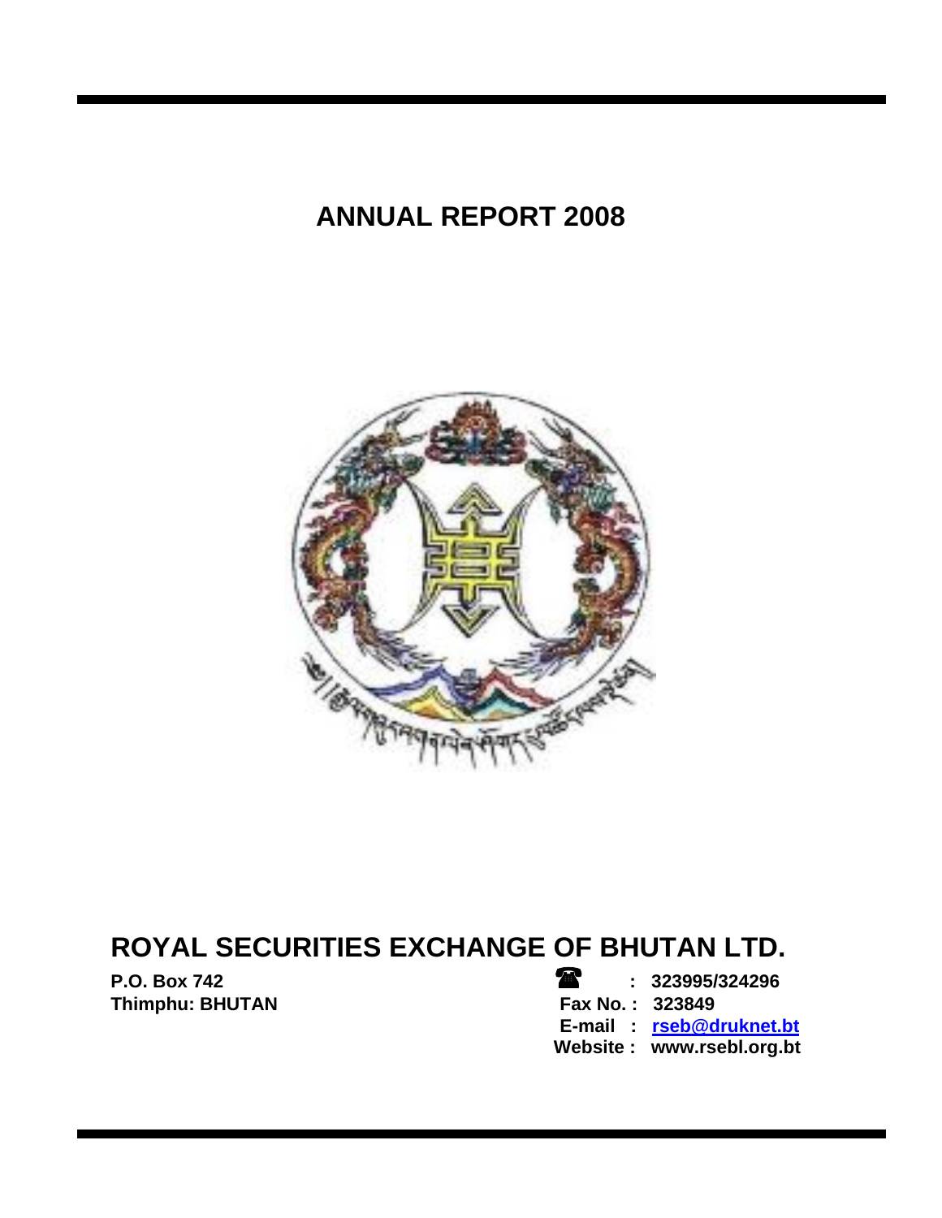# ANNUAL REPORT 2008

# ROYAL SECURITIES EXCHANGE OF BHUTAN LTD.

**P.O. Box 742**
**Thimphu: BHUTAN**

**☎ : 323995/324296**
**Fax No. : 323849**
**E-mail : rseb@druknet.bt**
**Website : www.rsebl.org.bt**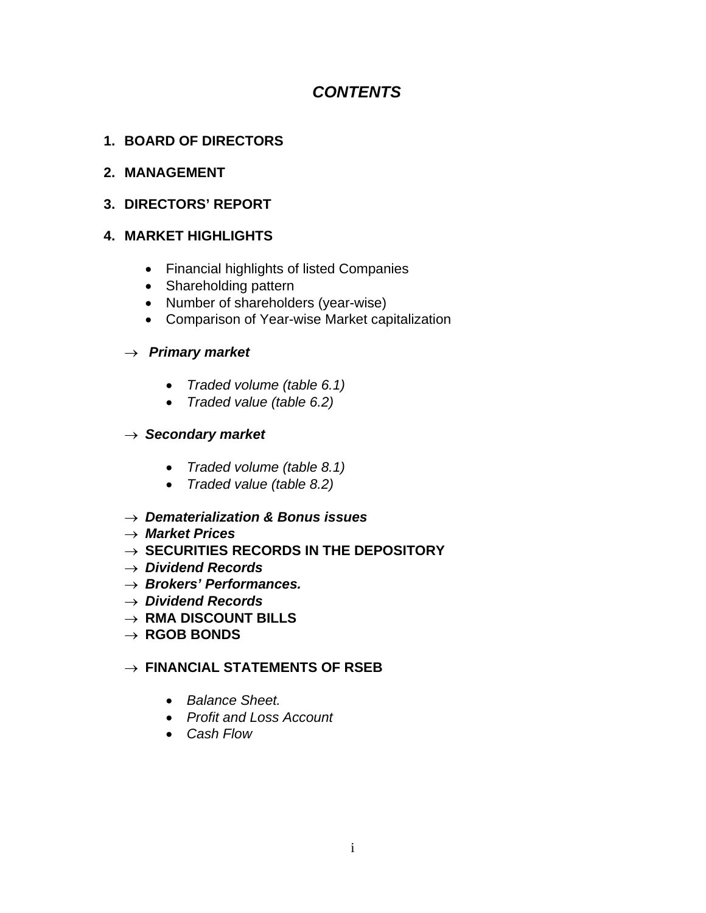# *CONTENTS*

1. **BOARD OF DIRECTORS**
2. **MANAGEMENT**
3. **DIRECTORS' REPORT**
4. **MARKET HIGHLIGHTS**

   - Financial highlights of listed Companies
   - Shareholding pattern
   - Number of shareholders (year-wise)
   - Comparison of Year-wise Market capitalization

   → ***Primary market***

   - *Traded volume (table 6.1)*
   - *Traded value (table 6.2)*

   → ***Secondary market***

   - *Traded volume (table 8.1)*
   - *Traded value (table 8.2)*

   → ***Dematerialization & Bonus issues***
   → ***Market Prices***
   → **SECURITIES RECORDS IN THE DEPOSITORY**
   → ***Dividend Records***
   → ***Brokers' Performances.***
   → ***Dividend Records***
   → **RMA DISCOUNT BILLS**
   → **RGOB BONDS**

   → **FINANCIAL STATEMENTS OF RSEB**

   - *Balance Sheet.*
   - *Profit and Loss Account*
   - *Cash Flow*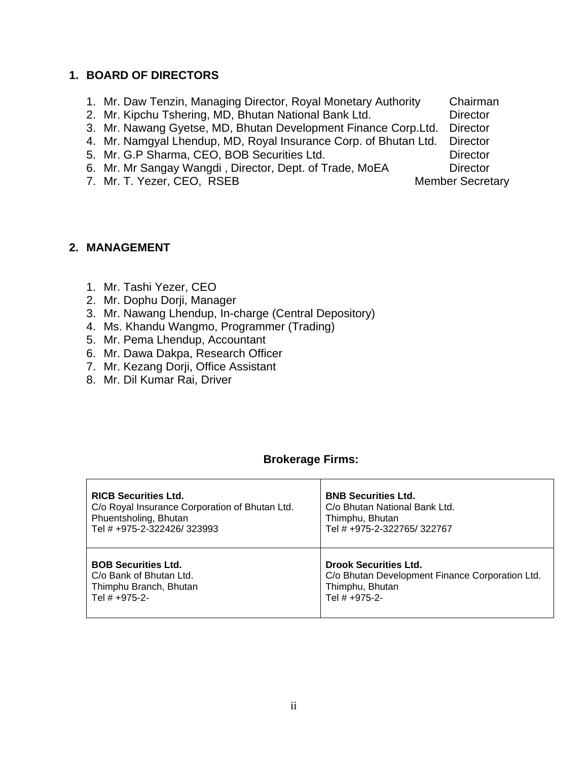## 1. BOARD OF DIRECTORS

1. Mr. Daw Tenzin, Managing Director, Royal Monetary Authority — Chairman
2. Mr. Kipchu Tshering, MD, Bhutan National Bank Ltd. — Director
3. Mr. Nawang Gyetse, MD, Bhutan Development Finance Corp.Ltd. — Director
4. Mr. Namgyal Lhendup, MD, Royal Insurance Corp. of Bhutan Ltd. — Director
5. Mr. G.P Sharma, CEO, BOB Securities Ltd. — Director
6. Mr. Mr Sangay Wangdi , Director, Dept. of Trade, MoEA — Director
7. Mr. T. Yezer, CEO, RSEB — Member Secretary

## 2. MANAGEMENT

1. Mr. Tashi Yezer, CEO
2. Mr. Dophu Dorji, Manager
3. Mr. Nawang Lhendup, In-charge (Central Depository)
4. Ms. Khandu Wangmo, Programmer (Trading)
5. Mr. Pema Lhendup, Accountant
6. Mr. Dawa Dakpa, Research Officer
7. Mr. Kezang Dorji, Office Assistant
8. Mr. Dil Kumar Rai, Driver

### Brokerage Firms:

| | |
|---|---|
| **RICB Securities Ltd.**<br>C/o Royal Insurance Corporation of Bhutan Ltd.<br>Phuentsholing, Bhutan<br>Tel # +975-2-322426/ 323993 | **BNB Securities Ltd.**<br>C/o Bhutan National Bank Ltd.<br>Thimphu, Bhutan<br>Tel # +975-2-322765/ 322767 |
| **BOB Securities Ltd.**<br>C/o Bank of Bhutan Ltd.<br>Thimphu Branch, Bhutan<br>Tel # +975-2- | **Drook Securities Ltd.**<br>C/o Bhutan Development Finance Corporation Ltd.<br>Thimphu, Bhutan<br>Tel # +975-2- |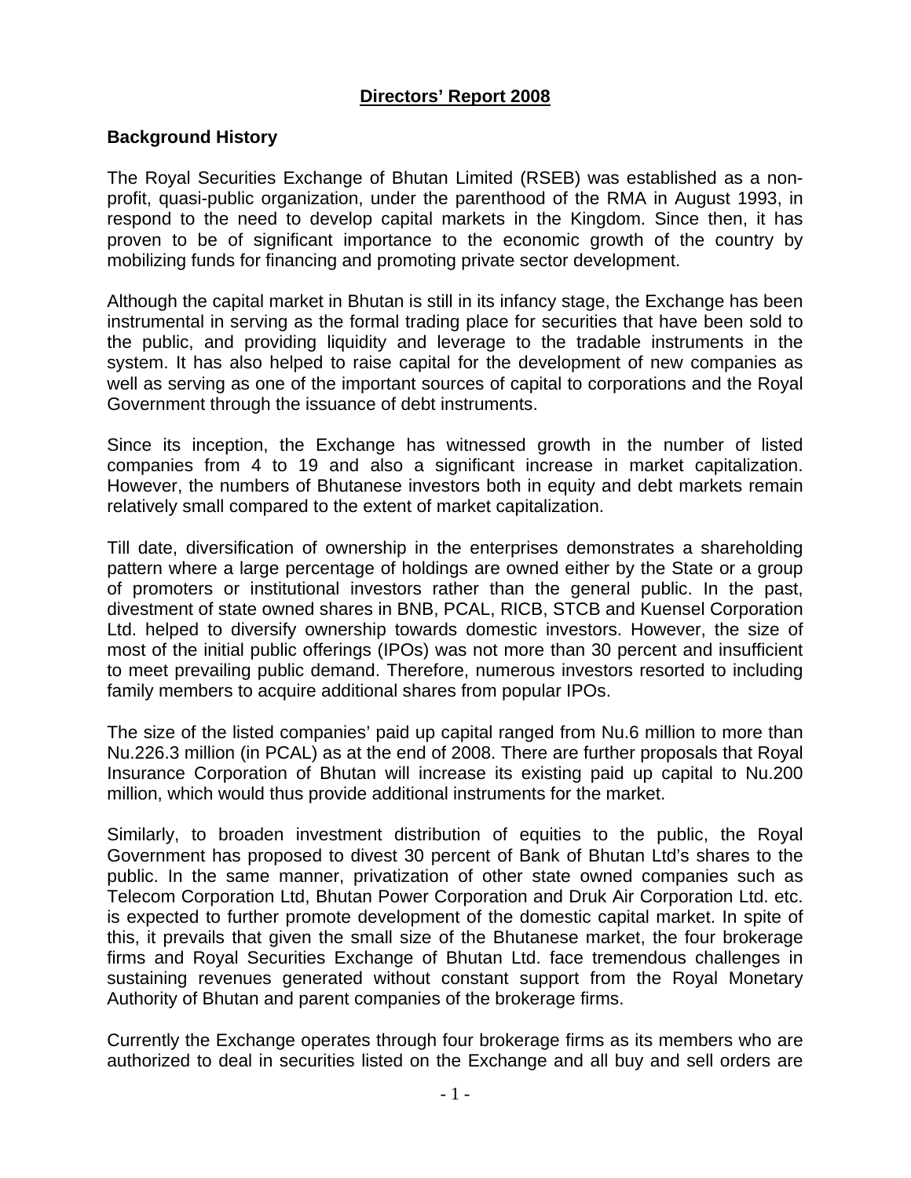## Directors' Report 2008

### Background History

The Royal Securities Exchange of Bhutan Limited (RSEB) was established as a non-profit, quasi-public organization, under the parenthood of the RMA in August 1993, in respond to the need to develop capital markets in the Kingdom. Since then, it has proven to be of significant importance to the economic growth of the country by mobilizing funds for financing and promoting private sector development.

Although the capital market in Bhutan is still in its infancy stage, the Exchange has been instrumental in serving as the formal trading place for securities that have been sold to the public, and providing liquidity and leverage to the tradable instruments in the system. It has also helped to raise capital for the development of new companies as well as serving as one of the important sources of capital to corporations and the Royal Government through the issuance of debt instruments.

Since its inception, the Exchange has witnessed growth in the number of listed companies from 4 to 19 and also a significant increase in market capitalization. However, the numbers of Bhutanese investors both in equity and debt markets remain relatively small compared to the extent of market capitalization.

Till date, diversification of ownership in the enterprises demonstrates a shareholding pattern where a large percentage of holdings are owned either by the State or a group of promoters or institutional investors rather than the general public. In the past, divestment of state owned shares in BNB, PCAL, RICB, STCB and Kuensel Corporation Ltd. helped to diversify ownership towards domestic investors. However, the size of most of the initial public offerings (IPOs) was not more than 30 percent and insufficient to meet prevailing public demand. Therefore, numerous investors resorted to including family members to acquire additional shares from popular IPOs.

The size of the listed companies' paid up capital ranged from Nu.6 million to more than Nu.226.3 million (in PCAL) as at the end of 2008. There are further proposals that Royal Insurance Corporation of Bhutan will increase its existing paid up capital to Nu.200 million, which would thus provide additional instruments for the market.

Similarly, to broaden investment distribution of equities to the public, the Royal Government has proposed to divest 30 percent of Bank of Bhutan Ltd's shares to the public. In the same manner, privatization of other state owned companies such as Telecom Corporation Ltd, Bhutan Power Corporation and Druk Air Corporation Ltd. etc. is expected to further promote development of the domestic capital market. In spite of this, it prevails that given the small size of the Bhutanese market, the four brokerage firms and Royal Securities Exchange of Bhutan Ltd. face tremendous challenges in sustaining revenues generated without constant support from the Royal Monetary Authority of Bhutan and parent companies of the brokerage firms.

Currently the Exchange operates through four brokerage firms as its members who are authorized to deal in securities listed on the Exchange and all buy and sell orders are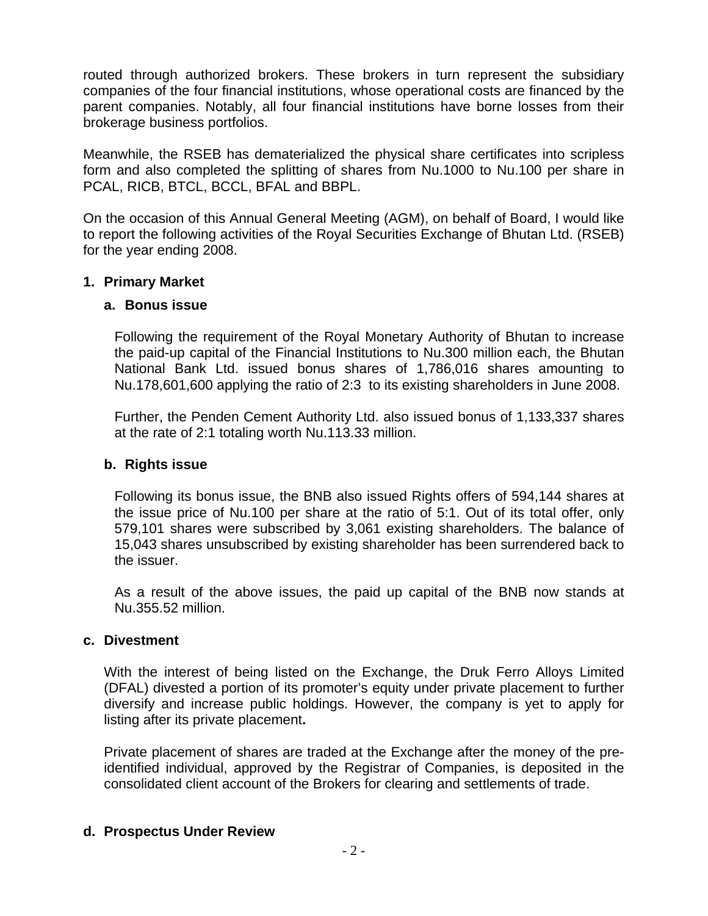routed through authorized brokers. These brokers in turn represent the subsidiary companies of the four financial institutions, whose operational costs are financed by the parent companies. Notably, all four financial institutions have borne losses from their brokerage business portfolios.

Meanwhile, the RSEB has dematerialized the physical share certificates into scripless form and also completed the splitting of shares from Nu.1000 to Nu.100 per share in PCAL, RICB, BTCL, BCCL, BFAL and BBPL.

On the occasion of this Annual General Meeting (AGM), on behalf of Board, I would like to report the following activities of the Royal Securities Exchange of Bhutan Ltd. (RSEB) for the year ending 2008.

**1. Primary Market**

**a. Bonus issue**

Following the requirement of the Royal Monetary Authority of Bhutan to increase the paid-up capital of the Financial Institutions to Nu.300 million each, the Bhutan National Bank Ltd. issued bonus shares of 1,786,016 shares amounting to Nu.178,601,600 applying the ratio of 2:3 to its existing shareholders in June 2008.

Further, the Penden Cement Authority Ltd. also issued bonus of 1,133,337 shares at the rate of 2:1 totaling worth Nu.113.33 million.

**b. Rights issue**

Following its bonus issue, the BNB also issued Rights offers of 594,144 shares at the issue price of Nu.100 per share at the ratio of 5:1. Out of its total offer, only 579,101 shares were subscribed by 3,061 existing shareholders. The balance of 15,043 shares unsubscribed by existing shareholder has been surrendered back to the issuer.

As a result of the above issues, the paid up capital of the BNB now stands at Nu.355.52 million.

**c. Divestment**

With the interest of being listed on the Exchange, the Druk Ferro Alloys Limited (DFAL) divested a portion of its promoter's equity under private placement to further diversify and increase public holdings. However, the company is yet to apply for listing after its private placement**.**

Private placement of shares are traded at the Exchange after the money of the pre-identified individual, approved by the Registrar of Companies, is deposited in the consolidated client account of the Brokers for clearing and settlements of trade.

**d. Prospectus Under Review**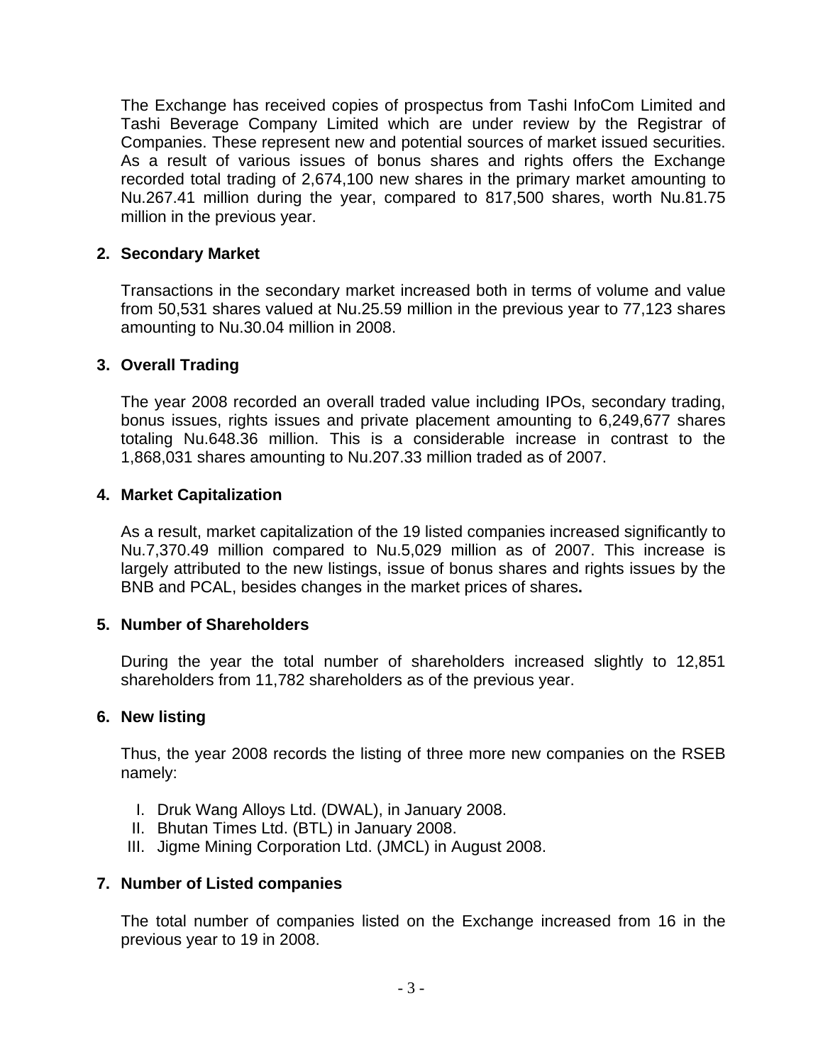The Exchange has received copies of prospectus from Tashi InfoCom Limited and Tashi Beverage Company Limited which are under review by the Registrar of Companies. These represent new and potential sources of market issued securities. As a result of various issues of bonus shares and rights offers the Exchange recorded total trading of 2,674,100 new shares in the primary market amounting to Nu.267.41 million during the year, compared to 817,500 shares, worth Nu.81.75 million in the previous year.

**2. Secondary Market**

Transactions in the secondary market increased both in terms of volume and value from 50,531 shares valued at Nu.25.59 million in the previous year to 77,123 shares amounting to Nu.30.04 million in 2008.

**3. Overall Trading**

The year 2008 recorded an overall traded value including IPOs, secondary trading, bonus issues, rights issues and private placement amounting to 6,249,677 shares totaling Nu.648.36 million. This is a considerable increase in contrast to the 1,868,031 shares amounting to Nu.207.33 million traded as of 2007.

**4. Market Capitalization**

As a result, market capitalization of the 19 listed companies increased significantly to Nu.7,370.49 million compared to Nu.5,029 million as of 2007. This increase is largely attributed to the new listings, issue of bonus shares and rights issues by the BNB and PCAL, besides changes in the market prices of shares**.**

**5. Number of Shareholders**

During the year the total number of shareholders increased slightly to 12,851 shareholders from 11,782 shareholders as of the previous year.

**6. New listing**

Thus, the year 2008 records the listing of three more new companies on the RSEB namely:

I. Druk Wang Alloys Ltd. (DWAL), in January 2008.
II. Bhutan Times Ltd. (BTL) in January 2008.
III. Jigme Mining Corporation Ltd. (JMCL) in August 2008.

**7. Number of Listed companies**

The total number of companies listed on the Exchange increased from 16 in the previous year to 19 in 2008.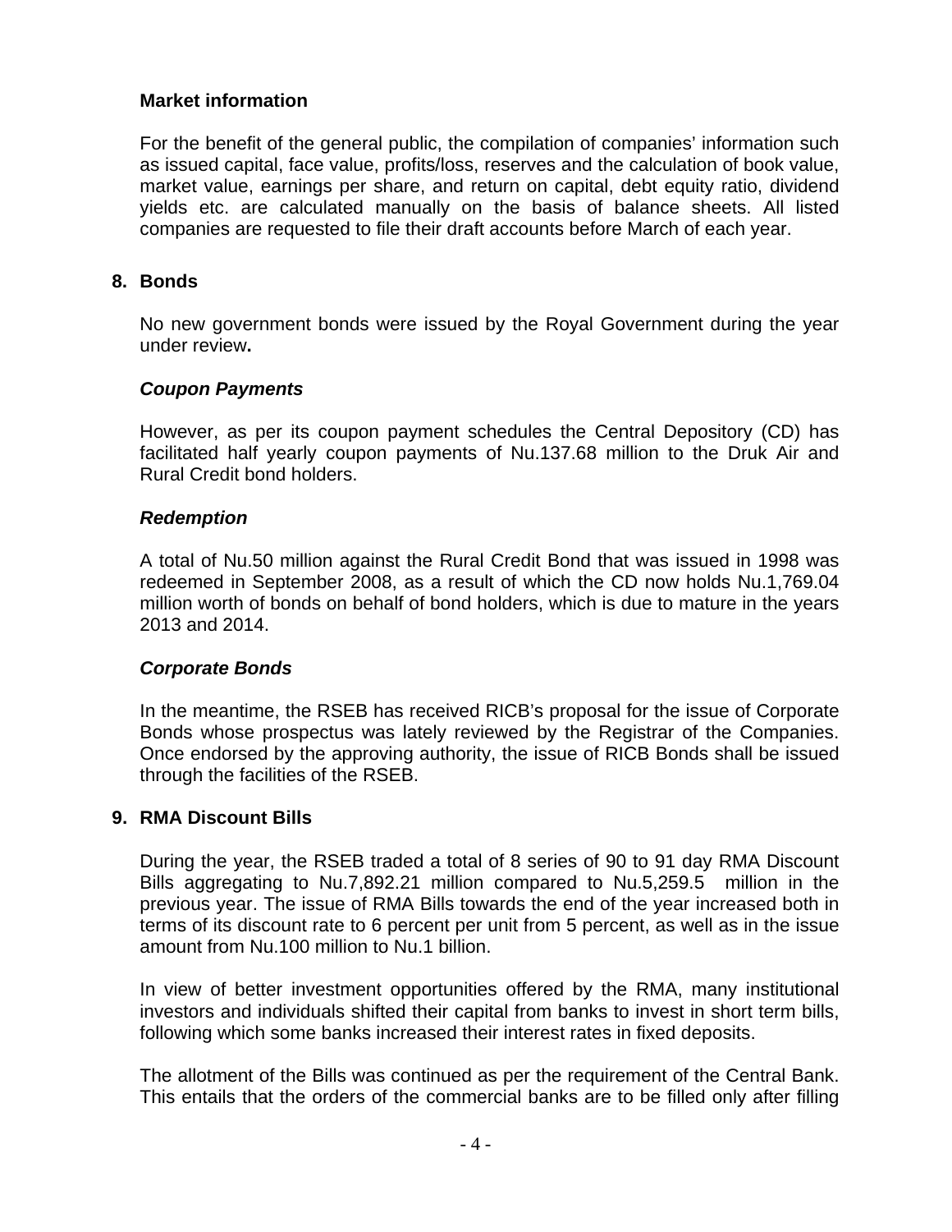**Market information**

For the benefit of the general public, the compilation of companies' information such as issued capital, face value, profits/loss, reserves and the calculation of book value, market value, earnings per share, and return on capital, debt equity ratio, dividend yields etc. are calculated manually on the basis of balance sheets. All listed companies are requested to file their draft accounts before March of each year.

## 8. Bonds

No new government bonds were issued by the Royal Government during the year under review**.**

***Coupon Payments***

However, as per its coupon payment schedules the Central Depository (CD) has facilitated half yearly coupon payments of Nu.137.68 million to the Druk Air and Rural Credit bond holders.

***Redemption***

A total of Nu.50 million against the Rural Credit Bond that was issued in 1998 was redeemed in September 2008, as a result of which the CD now holds Nu.1,769.04 million worth of bonds on behalf of bond holders, which is due to mature in the years 2013 and 2014.

***Corporate Bonds***

In the meantime, the RSEB has received RICB's proposal for the issue of Corporate Bonds whose prospectus was lately reviewed by the Registrar of the Companies. Once endorsed by the approving authority, the issue of RICB Bonds shall be issued through the facilities of the RSEB.

## 9. RMA Discount Bills

During the year, the RSEB traded a total of 8 series of 90 to 91 day RMA Discount Bills aggregating to Nu.7,892.21 million compared to Nu.5,259.5 million in the previous year. The issue of RMA Bills towards the end of the year increased both in terms of its discount rate to 6 percent per unit from 5 percent, as well as in the issue amount from Nu.100 million to Nu.1 billion.

In view of better investment opportunities offered by the RMA, many institutional investors and individuals shifted their capital from banks to invest in short term bills, following which some banks increased their interest rates in fixed deposits.

The allotment of the Bills was continued as per the requirement of the Central Bank. This entails that the orders of the commercial banks are to be filled only after filling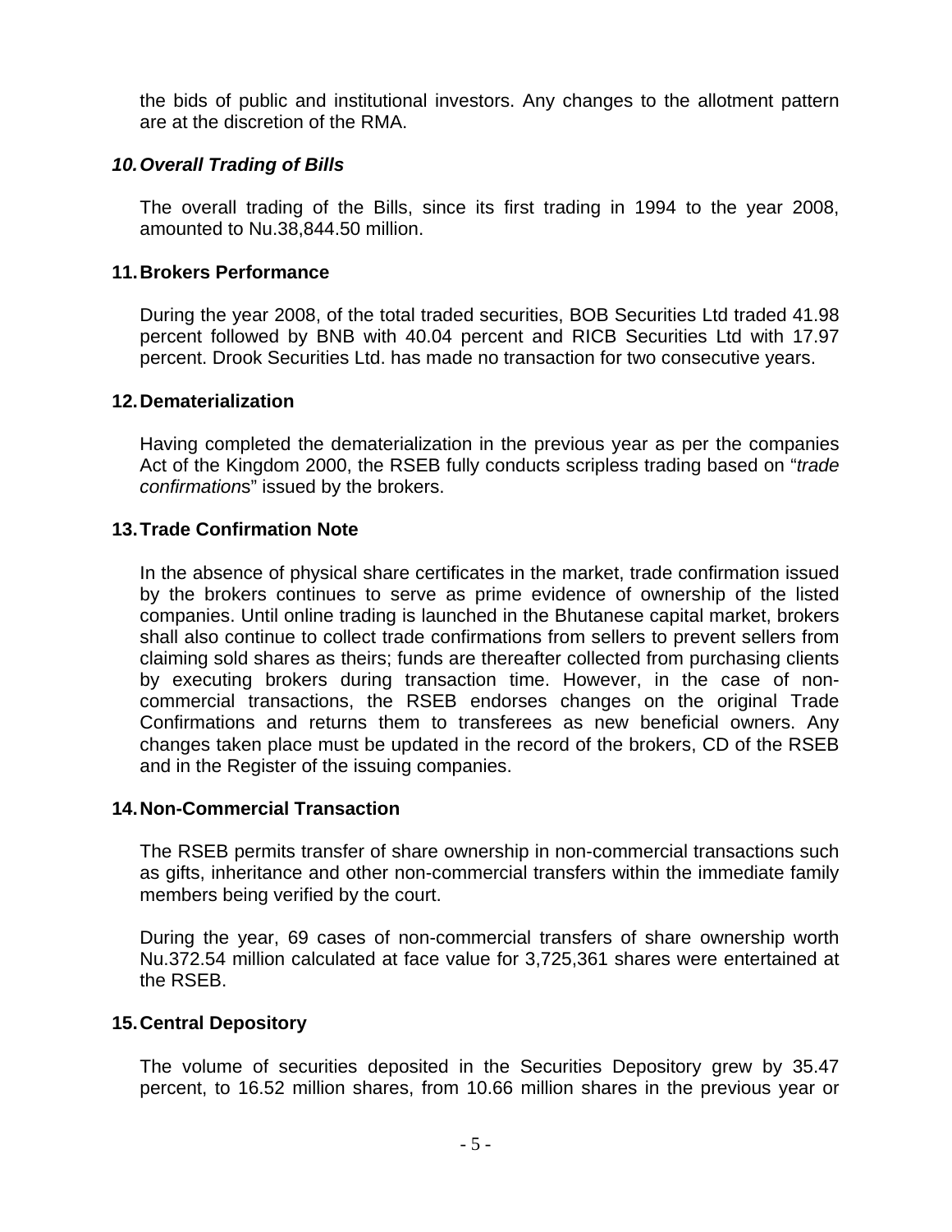the bids of public and institutional investors. Any changes to the allotment pattern are at the discretion of the RMA.

### *10. Overall Trading of Bills*

The overall trading of the Bills, since its first trading in 1994 to the year 2008, amounted to Nu.38,844.50 million.

### 11. Brokers Performance

During the year 2008, of the total traded securities, BOB Securities Ltd traded 41.98 percent followed by BNB with 40.04 percent and RICB Securities Ltd with 17.97 percent. Drook Securities Ltd. has made no transaction for two consecutive years.

### 12. Dematerialization

Having completed the dematerialization in the previous year as per the companies Act of the Kingdom 2000, the RSEB fully conducts scripless trading based on "*trade confirmation*s" issued by the brokers.

### 13. Trade Confirmation Note

In the absence of physical share certificates in the market, trade confirmation issued by the brokers continues to serve as prime evidence of ownership of the listed companies. Until online trading is launched in the Bhutanese capital market, brokers shall also continue to collect trade confirmations from sellers to prevent sellers from claiming sold shares as theirs; funds are thereafter collected from purchasing clients by executing brokers during transaction time. However, in the case of non-commercial transactions, the RSEB endorses changes on the original Trade Confirmations and returns them to transferees as new beneficial owners. Any changes taken place must be updated in the record of the brokers, CD of the RSEB and in the Register of the issuing companies.

### 14. Non-Commercial Transaction

The RSEB permits transfer of share ownership in non-commercial transactions such as gifts, inheritance and other non-commercial transfers within the immediate family members being verified by the court.

During the year, 69 cases of non-commercial transfers of share ownership worth Nu.372.54 million calculated at face value for 3,725,361 shares were entertained at the RSEB.

### 15. Central Depository

The volume of securities deposited in the Securities Depository grew by 35.47 percent, to 16.52 million shares, from 10.66 million shares in the previous year or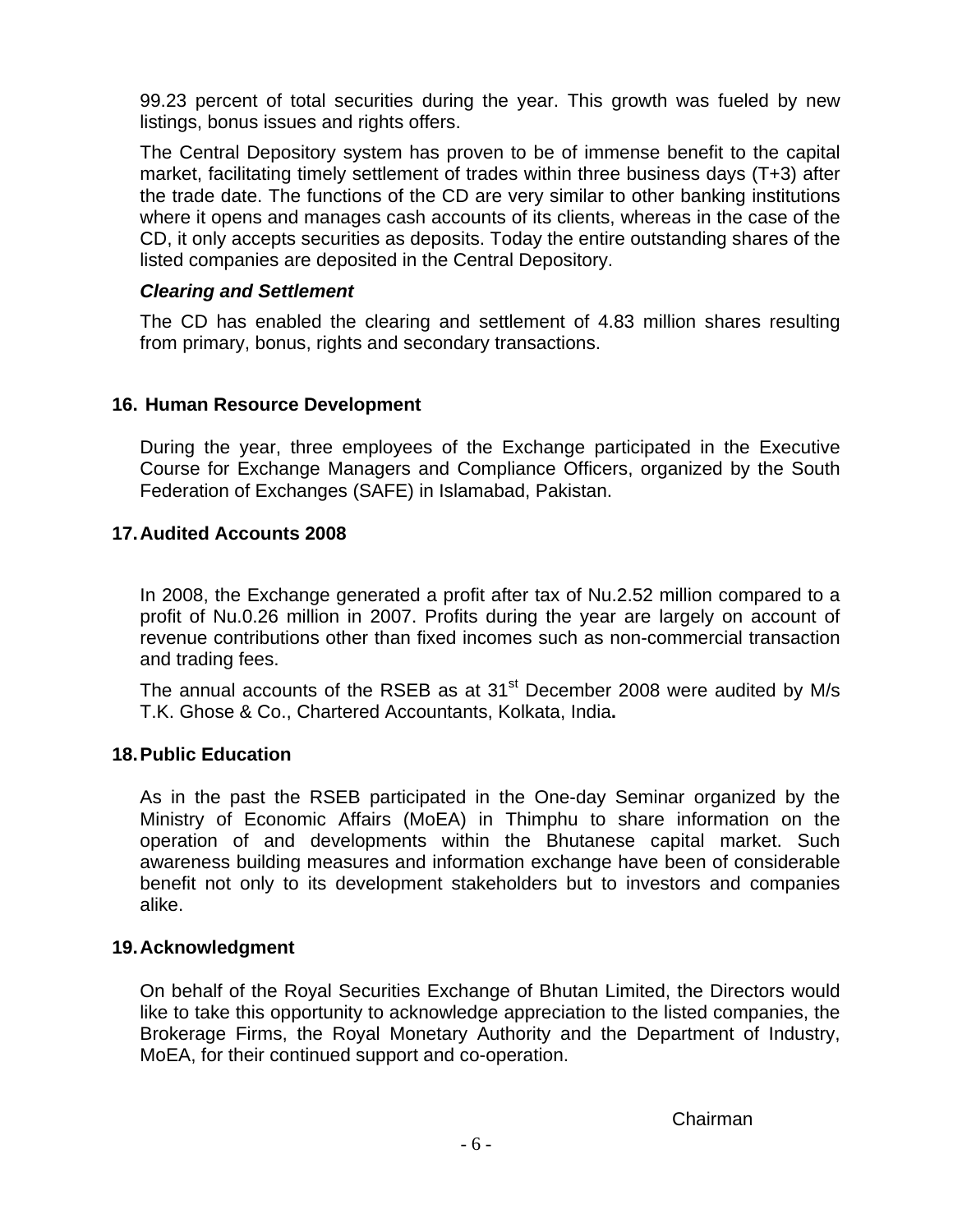99.23 percent of total securities during the year. This growth was fueled by new listings, bonus issues and rights offers.

The Central Depository system has proven to be of immense benefit to the capital market, facilitating timely settlement of trades within three business days (T+3) after the trade date. The functions of the CD are very similar to other banking institutions where it opens and manages cash accounts of its clients, whereas in the case of the CD, it only accepts securities as deposits. Today the entire outstanding shares of the listed companies are deposited in the Central Depository.

***Clearing and Settlement***

The CD has enabled the clearing and settlement of 4.83 million shares resulting from primary, bonus, rights and secondary transactions.

## 16. Human Resource Development

During the year, three employees of the Exchange participated in the Executive Course for Exchange Managers and Compliance Officers, organized by the South Federation of Exchanges (SAFE) in Islamabad, Pakistan.

## 17. Audited Accounts 2008

In 2008, the Exchange generated a profit after tax of Nu.2.52 million compared to a profit of Nu.0.26 million in 2007. Profits during the year are largely on account of revenue contributions other than fixed incomes such as non-commercial transaction and trading fees.

The annual accounts of the RSEB as at 31st December 2008 were audited by M/s T.K. Ghose & Co., Chartered Accountants, Kolkata, India**.**

## 18. Public Education

As in the past the RSEB participated in the One-day Seminar organized by the Ministry of Economic Affairs (MoEA) in Thimphu to share information on the operation of and developments within the Bhutanese capital market. Such awareness building measures and information exchange have been of considerable benefit not only to its development stakeholders but to investors and companies alike.

## 19. Acknowledgment

On behalf of the Royal Securities Exchange of Bhutan Limited, the Directors would like to take this opportunity to acknowledge appreciation to the listed companies, the Brokerage Firms, the Royal Monetary Authority and the Department of Industry, MoEA, for their continued support and co-operation.

Chairman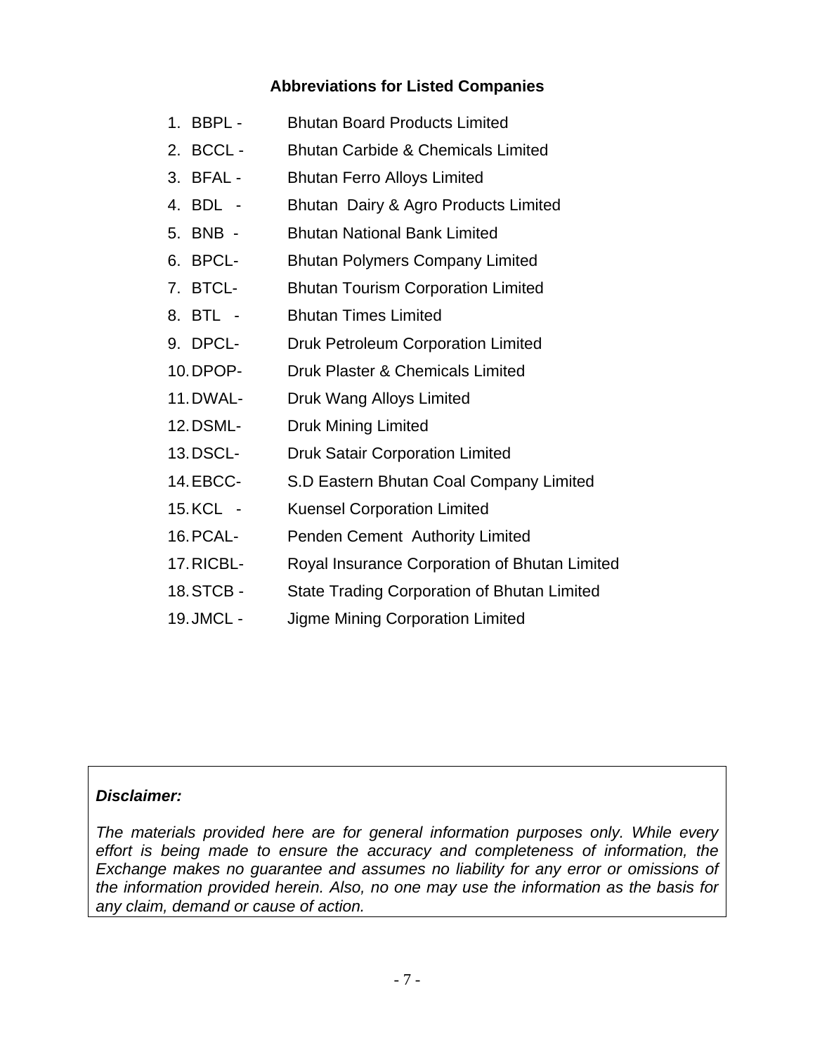### Abbreviations for Listed Companies

1. BBPL - Bhutan Board Products Limited
2. BCCL - Bhutan Carbide & Chemicals Limited
3. BFAL - Bhutan Ferro Alloys Limited
4. BDL - Bhutan Dairy & Agro Products Limited
5. BNB - Bhutan National Bank Limited
6. BPCL- Bhutan Polymers Company Limited
7. BTCL- Bhutan Tourism Corporation Limited
8. BTL - Bhutan Times Limited
9. DPCL- Druk Petroleum Corporation Limited
10. DPOP- Druk Plaster & Chemicals Limited
11. DWAL- Druk Wang Alloys Limited
12. DSML- Druk Mining Limited
13. DSCL- Druk Satair Corporation Limited
14. EBCC- S.D Eastern Bhutan Coal Company Limited
15. KCL - Kuensel Corporation Limited
16. PCAL- Penden Cement Authority Limited
17. RICBL- Royal Insurance Corporation of Bhutan Limited
18. STCB - State Trading Corporation of Bhutan Limited
19. JMCL - Jigme Mining Corporation Limited

***Disclaimer:***

*The materials provided here are for general information purposes only. While every effort is being made to ensure the accuracy and completeness of information, the Exchange makes no guarantee and assumes no liability for any error or omissions of the information provided herein. Also, no one may use the information as the basis for any claim, demand or cause of action.*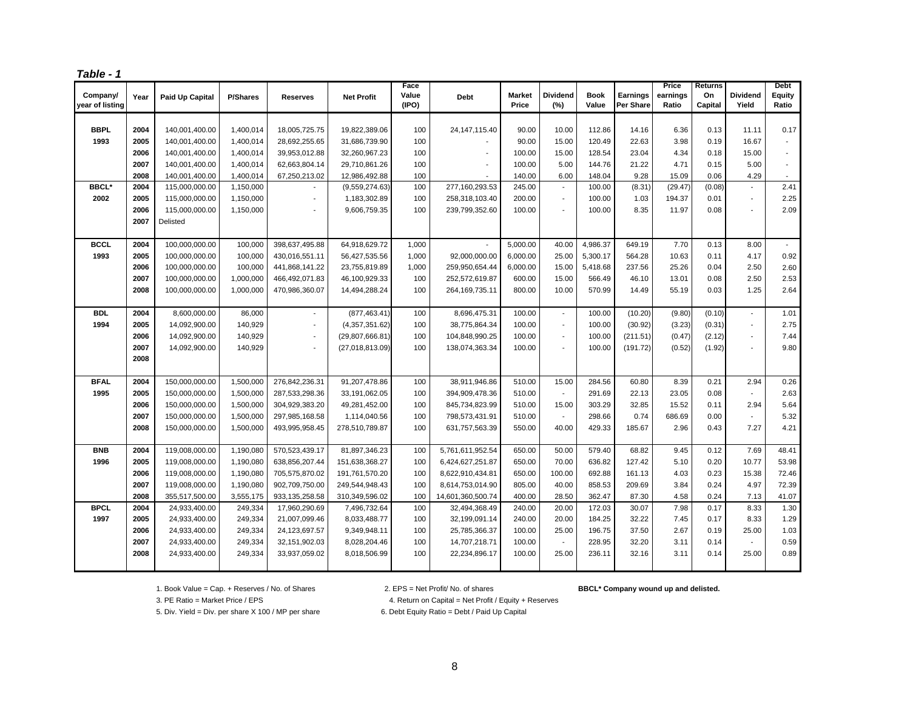*Table - 1*

| Company/ year of listing | Year | Paid Up Capital | P/Shares | Reserves | Net Profit | Face Value (IPO) | Debt | Market Price | Dividend (%) | Book Value | Earnings Per Share | Price earnings Ratio | Returns On Capital | Dividend Yield | Debt Equity Ratio |
|---|---|---|---|---|---|---|---|---|---|---|---|---|---|---|---|
| **BBPL** | **2004** | 140,001,400.00 | 1,400,014 | 18,005,725.75 | 19,822,389.06 | 100 | 24,147,115.40 | 90.00 | 10.00 | 112.86 | 14.16 | 6.36 | 0.13 | 11.11 | 0.17 |
| **1993** | **2005** | 140,001,400.00 | 1,400,014 | 28,692,255.65 | 31,686,739.90 | 100 | - | 90.00 | 15.00 | 120.49 | 22.63 | 3.98 | 0.19 | 16.67 | - |
| | **2006** | 140,001,400.00 | 1,400,014 | 39,953,012.88 | 32,260,967.23 | 100 | - | 100.00 | 15.00 | 128.54 | 23.04 | 4.34 | 0.18 | 15.00 | - |
| | **2007** | 140,001,400.00 | 1,400,014 | 62,663,804.14 | 29,710,861.26 | 100 | - | 100.00 | 5.00 | 144.76 | 21.22 | 4.71 | 0.15 | 5.00 | - |
| | **2008** | 140,001,400.00 | 1,400,014 | 67,250,213.02 | 12,986,492.88 | 100 | - | 140.00 | 6.00 | 148.04 | 9.28 | 15.09 | 0.06 | 4.29 | - |
| **BBCL*** | **2004** | 115,000,000.00 | 1,150,000 | - | (9,559,274.63) | 100 | 277,160,293.53 | 245.00 | - | 100.00 | (8.31) | (29.47) | (0.08) | - | 2.41 |
| **2002** | **2005** | 115,000,000.00 | 1,150,000 | - | 1,183,302.89 | 100 | 258,318,103.40 | 200.00 | - | 100.00 | 1.03 | 194.37 | 0.01 | - | 2.25 |
| | **2006** | 115,000,000.00 | 1,150,000 | - | 9,606,759.35 | 100 | 239,799,352.60 | 100.00 | - | 100.00 | 8.35 | 11.97 | 0.08 | - | 2.09 |
| | **2007** | Delisted | | | | | | | | | | | | | |
| **BCCL** | **2004** | 100,000,000.00 | 100,000 | 398,637,495.88 | 64,918,629.72 | 1,000 | - | 5,000.00 | 40.00 | 4,986.37 | 649.19 | 7.70 | 0.13 | 8.00 | - |
| **1993** | **2005** | 100,000,000.00 | 100,000 | 430,016,551.11 | 56,427,535.56 | 1,000 | 92,000,000.00 | 6,000.00 | 25.00 | 5,300.17 | 564.28 | 10.63 | 0.11 | 4.17 | 0.92 |
| | **2006** | 100,000,000.00 | 100,000 | 441,868,141.22 | 23,755,819.89 | 1,000 | 259,950,654.44 | 6,000.00 | 15.00 | 5,418.68 | 237.56 | 25.26 | 0.04 | 2.50 | 2.60 |
| | **2007** | 100,000,000.00 | 1,000,000 | 466,492,071.83 | 46,100,929.33 | 100 | 252,572,619.87 | 600.00 | 15.00 | 566.49 | 46.10 | 13.01 | 0.08 | 2.50 | 2.53 |
| | **2008** | 100,000,000.00 | 1,000,000 | 470,986,360.07 | 14,494,288.24 | 100 | 264,169,735.11 | 800.00 | 10.00 | 570.99 | 14.49 | 55.19 | 0.03 | 1.25 | 2.64 |
| **BDL** | **2004** | 8,600,000.00 | 86,000 | - | (877,463.41) | 100 | 8,696,475.31 | 100.00 | - | 100.00 | (10.20) | (9.80) | (0.10) | - | 1.01 |
| **1994** | **2005** | 14,092,900.00 | 140,929 | - | (4,357,351.62) | 100 | 38,775,864.34 | 100.00 | - | 100.00 | (30.92) | (3.23) | (0.31) | - | 2.75 |
| | **2006** | 14,092,900.00 | 140,929 | - | (29,807,666.81) | 100 | 104,848,990.25 | 100.00 | - | 100.00 | (211.51) | (0.47) | (2.12) | - | 7.44 |
| | **2007** | 14,092,900.00 | 140,929 | - | (27,018,813.09) | 100 | 138,074,363.34 | 100.00 | - | 100.00 | (191.72) | (0.52) | (1.92) | - | 9.80 |
| | **2008** | | | | | | | | | | | | | | |
| **BFAL** | **2004** | 150,000,000.00 | 1,500,000 | 276,842,236.31 | 91,207,478.86 | 100 | 38,911,946.86 | 510.00 | 15.00 | 284.56 | 60.80 | 8.39 | 0.21 | 2.94 | 0.26 |
| **1995** | **2005** | 150,000,000.00 | 1,500,000 | 287,533,298.36 | 33,191,062.05 | 100 | 394,909,478.36 | 510.00 | - | 291.69 | 22.13 | 23.05 | 0.08 | - | 2.63 |
| | **2006** | 150,000,000.00 | 1,500,000 | 304,929,383.20 | 49,281,452.00 | 100 | 845,734,823.99 | 510.00 | 15.00 | 303.29 | 32.85 | 15.52 | 0.11 | 2.94 | 5.64 |
| | **2007** | 150,000,000.00 | 1,500,000 | 297,985,168.58 | 1,114,040.56 | 100 | 798,573,431.91 | 510.00 | - | 298.66 | 0.74 | 686.69 | 0.00 | - | 5.32 |
| | **2008** | 150,000,000.00 | 1,500,000 | 493,995,958.45 | 278,510,789.87 | 100 | 631,757,563.39 | 550.00 | 40.00 | 429.33 | 185.67 | 2.96 | 0.43 | 7.27 | 4.21 |
| **BNB** | **2004** | 119,008,000.00 | 1,190,080 | 570,523,439.17 | 81,897,346.23 | 100 | 5,761,611,952.54 | 650.00 | 50.00 | 579.40 | 68.82 | 9.45 | 0.12 | 7.69 | 48.41 |
| **1996** | **2005** | 119,008,000.00 | 1,190,080 | 638,856,207.44 | 151,638,368.27 | 100 | 6,424,627,251.87 | 650.00 | 70.00 | 636.82 | 127.42 | 5.10 | 0.20 | 10.77 | 53.98 |
| | **2006** | 119,008,000.00 | 1,190,080 | 705,575,870.02 | 191,761,570.20 | 100 | 8,622,910,434.81 | 650.00 | 100.00 | 692.88 | 161.13 | 4.03 | 0.23 | 15.38 | 72.46 |
| | **2007** | 119,008,000.00 | 1,190,080 | 902,709,750.00 | 249,544,948.43 | 100 | 8,614,753,014.90 | 805.00 | 40.00 | 858.53 | 209.69 | 3.84 | 0.24 | 4.97 | 72.39 |
| | **2008** | 355,517,500.00 | 3,555,175 | 933,135,258.58 | 310,349,596.02 | 100 | 14,601,360,500.74 | 400.00 | 28.50 | 362.47 | 87.30 | 4.58 | 0.24 | 7.13 | 41.07 |
| **BPCL** | **2004** | 24,933,400.00 | 249,334 | 17,960,290.69 | 7,496,732.64 | 100 | 32,494,368.49 | 240.00 | 20.00 | 172.03 | 30.07 | 7.98 | 0.17 | 8.33 | 1.30 |
| **1997** | **2005** | 24,933,400.00 | 249,334 | 21,007,099.46 | 8,033,488.77 | 100 | 32,199,091.14 | 240.00 | 20.00 | 184.25 | 32.22 | 7.45 | 0.17 | 8.33 | 1.29 |
| | **2006** | 24,933,400.00 | 249,334 | 24,123,697.57 | 9,349,948.11 | 100 | 25,785,366.37 | 100.00 | 25.00 | 196.75 | 37.50 | 2.67 | 0.19 | 25.00 | 1.03 |
| | **2007** | 24,933,400.00 | 249,334 | 32,151,902.03 | 8,028,204.46 | 100 | 14,707,218.71 | 100.00 | - | 228.95 | 32.20 | 3.11 | 0.14 | - | 0.59 |
| | **2008** | 24,933,400.00 | 249,334 | 33,937,059.02 | 8,018,506.99 | 100 | 22,234,896.17 | 100.00 | 25.00 | 236.11 | 32.16 | 3.11 | 0.14 | 25.00 | 0.89 |

1. Book Value = Cap. + Reserves / No. of Shares
2. EPS = Net Profit/ No. of shares
3. PE Ratio = Market Price / EPS
4. Return on Capital = Net Profit / Equity + Reserves
5. Div. Yield = Div. per share X 100 / MP per share
6. Debt Equity Ratio = Debt / Paid Up Capital

**BBCL* Company wound up and delisted.**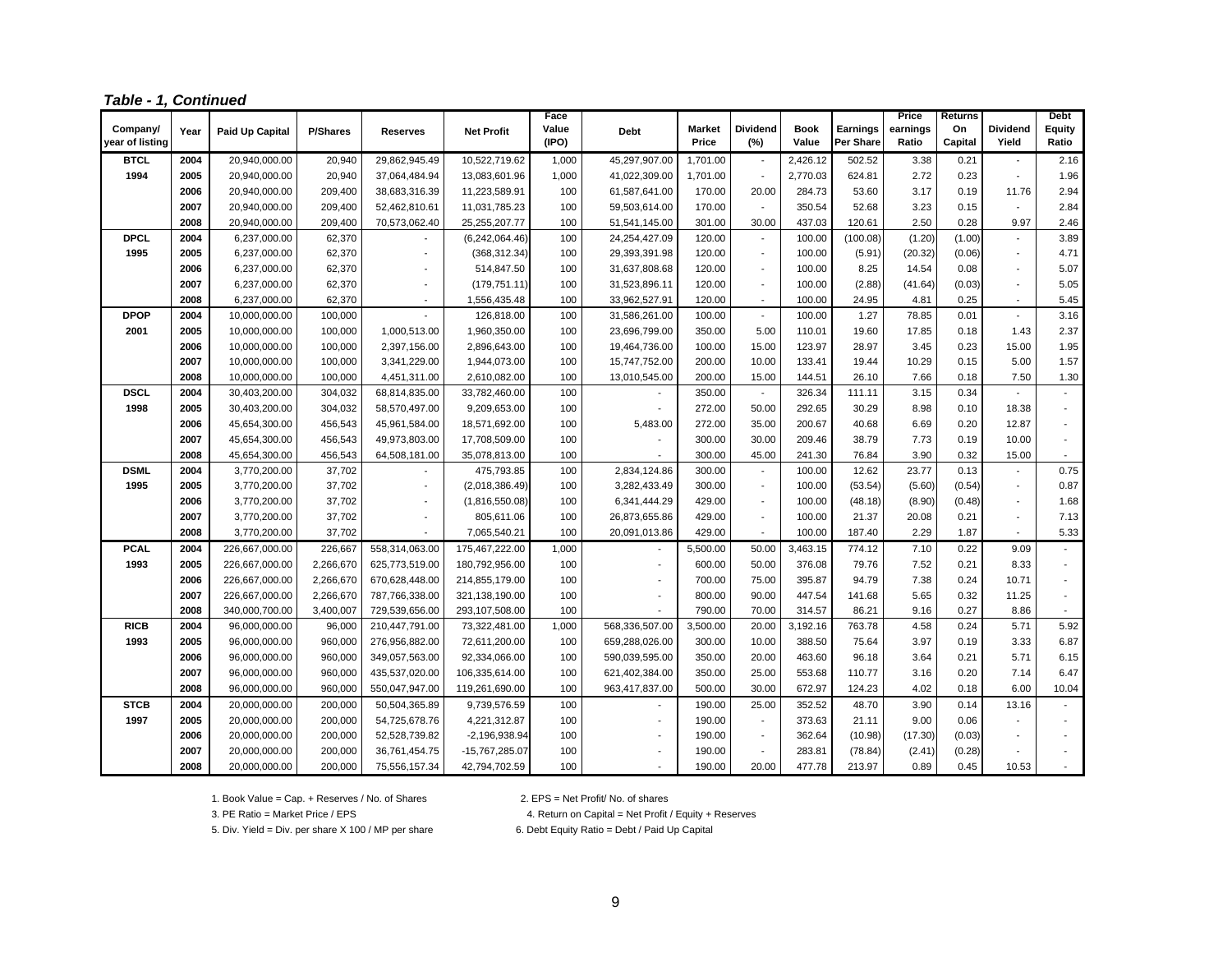***Table - 1, Continued***

| Company/ year of listing | Year | Paid Up Capital | P/Shares | Reserves | Net Profit | Face Value (IPO) | Debt | Market Price | Dividend (%) | Book Value | Earnings Per Share | Price earnings Ratio | Returns On Capital | Dividend Yield | Debt Equity Ratio |
|---|---|---|---|---|---|---|---|---|---|---|---|---|---|---|---|
| **BTCL** | **2004** | 20,940,000.00 | 20,940 | 29,862,945.49 | 10,522,719.62 | 1,000 | 45,297,907.00 | 1,701.00 | - | 2,426.12 | 502.52 | 3.38 | 0.21 | - | 2.16 |
| **1994** | **2005** | 20,940,000.00 | 20,940 | 37,064,484.94 | 13,083,601.96 | 1,000 | 41,022,309.00 | 1,701.00 | - | 2,770.03 | 624.81 | 2.72 | 0.23 | - | 1.96 |
| | **2006** | 20,940,000.00 | 209,400 | 38,683,316.39 | 11,223,589.91 | 100 | 61,587,641.00 | 170.00 | 20.00 | 284.73 | 53.60 | 3.17 | 0.19 | 11.76 | 2.94 |
| | **2007** | 20,940,000.00 | 209,400 | 52,462,810.61 | 11,031,785.23 | 100 | 59,503,614.00 | 170.00 | - | 350.54 | 52.68 | 3.23 | 0.15 | - | 2.84 |
| | **2008** | 20,940,000.00 | 209,400 | 70,573,062.40 | 25,255,207.77 | 100 | 51,541,145.00 | 301.00 | 30.00 | 437.03 | 120.61 | 2.50 | 0.28 | 9.97 | 2.46 |
| **DPCL** | **2004** | 6,237,000.00 | 62,370 | - | (6,242,064.46) | 100 | 24,254,427.09 | 120.00 | - | 100.00 | (100.08) | (1.20) | (1.00) | - | 3.89 |
| **1995** | **2005** | 6,237,000.00 | 62,370 | - | (368,312.34) | 100 | 29,393,391.98 | 120.00 | - | 100.00 | (5.91) | (20.32) | (0.06) | - | 4.71 |
| | **2006** | 6,237,000.00 | 62,370 | - | 514,847.50 | 100 | 31,637,808.68 | 120.00 | - | 100.00 | 8.25 | 14.54 | 0.08 | - | 5.07 |
| | **2007** | 6,237,000.00 | 62,370 | - | (179,751.11) | 100 | 31,523,896.11 | 120.00 | - | 100.00 | (2.88) | (41.64) | (0.03) | - | 5.05 |
| | **2008** | 6,237,000.00 | 62,370 | - | 1,556,435.48 | 100 | 33,962,527.91 | 120.00 | - | 100.00 | 24.95 | 4.81 | 0.25 | - | 5.45 |
| **DPOP** | **2004** | 10,000,000.00 | 100,000 | - | 126,818.00 | 100 | 31,586,261.00 | 100.00 | - | 100.00 | 1.27 | 78.85 | 0.01 | - | 3.16 |
| **2001** | **2005** | 10,000,000.00 | 100,000 | 1,000,513.00 | 1,960,350.00 | 100 | 23,696,799.00 | 350.00 | 5.00 | 110.01 | 19.60 | 17.85 | 0.18 | 1.43 | 2.37 |
| | **2006** | 10,000,000.00 | 100,000 | 2,397,156.00 | 2,896,643.00 | 100 | 19,464,736.00 | 100.00 | 15.00 | 123.97 | 28.97 | 3.45 | 0.23 | 15.00 | 1.95 |
| | **2007** | 10,000,000.00 | 100,000 | 3,341,229.00 | 1,944,073.00 | 100 | 15,747,752.00 | 200.00 | 10.00 | 133.41 | 19.44 | 10.29 | 0.15 | 5.00 | 1.57 |
| | **2008** | 10,000,000.00 | 100,000 | 4,451,311.00 | 2,610,082.00 | 100 | 13,010,545.00 | 200.00 | 15.00 | 144.51 | 26.10 | 7.66 | 0.18 | 7.50 | 1.30 |
| **DSCL** | **2004** | 30,403,200.00 | 304,032 | 68,814,835.00 | 33,782,460.00 | 100 | - | 350.00 | - | 326.34 | 111.11 | 3.15 | 0.34 | - | - |
| **1998** | **2005** | 30,403,200.00 | 304,032 | 58,570,497.00 | 9,209,653.00 | 100 | - | 272.00 | 50.00 | 292.65 | 30.29 | 8.98 | 0.10 | 18.38 | - |
| | **2006** | 45,654,300.00 | 456,543 | 45,961,584.00 | 18,571,692.00 | 100 | 5,483.00 | 272.00 | 35.00 | 200.67 | 40.68 | 6.69 | 0.20 | 12.87 | - |
| | **2007** | 45,654,300.00 | 456,543 | 49,973,803.00 | 17,708,509.00 | 100 | - | 300.00 | 30.00 | 209.46 | 38.79 | 7.73 | 0.19 | 10.00 | - |
| | **2008** | 45,654,300.00 | 456,543 | 64,508,181.00 | 35,078,813.00 | 100 | - | 300.00 | 45.00 | 241.30 | 76.84 | 3.90 | 0.32 | 15.00 | - |
| **DSML** | **2004** | 3,770,200.00 | 37,702 | - | 475,793.85 | 100 | 2,834,124.86 | 300.00 | - | 100.00 | 12.62 | 23.77 | 0.13 | - | 0.75 |
| **1995** | **2005** | 3,770,200.00 | 37,702 | - | (2,018,386.49) | 100 | 3,282,433.49 | 300.00 | - | 100.00 | (53.54) | (5.60) | (0.54) | - | 0.87 |
| | **2006** | 3,770,200.00 | 37,702 | - | (1,816,550.08) | 100 | 6,341,444.29 | 429.00 | - | 100.00 | (48.18) | (8.90) | (0.48) | - | 1.68 |
| | **2007** | 3,770,200.00 | 37,702 | - | 805,611.06 | 100 | 26,873,655.86 | 429.00 | - | 100.00 | 21.37 | 20.08 | 0.21 | - | 7.13 |
| | **2008** | 3,770,200.00 | 37,702 | - | 7,065,540.21 | 100 | 20,091,013.86 | 429.00 | - | 100.00 | 187.40 | 2.29 | 1.87 | - | 5.33 |
| **PCAL** | **2004** | 226,667,000.00 | 226,667 | 558,314,063.00 | 175,467,222.00 | 1,000 | - | 5,500.00 | 50.00 | 3,463.15 | 774.12 | 7.10 | 0.22 | 9.09 | - |
| **1993** | **2005** | 226,667,000.00 | 2,266,670 | 625,773,519.00 | 180,792,956.00 | 100 | - | 600.00 | 50.00 | 376.08 | 79.76 | 7.52 | 0.21 | 8.33 | - |
| | **2006** | 226,667,000.00 | 2,266,670 | 670,628,448.00 | 214,855,179.00 | 100 | - | 700.00 | 75.00 | 395.87 | 94.79 | 7.38 | 0.24 | 10.71 | - |
| | **2007** | 226,667,000.00 | 2,266,670 | 787,766,338.00 | 321,138,190.00 | 100 | - | 800.00 | 90.00 | 447.54 | 141.68 | 5.65 | 0.32 | 11.25 | - |
| | **2008** | 340,000,700.00 | 3,400,007 | 729,539,656.00 | 293,107,508.00 | 100 | - | 790.00 | 70.00 | 314.57 | 86.21 | 9.16 | 0.27 | 8.86 | - |
| **RICB** | **2004** | 96,000,000.00 | 96,000 | 210,447,791.00 | 73,322,481.00 | 1,000 | 568,336,507.00 | 3,500.00 | 20.00 | 3,192.16 | 763.78 | 4.58 | 0.24 | 5.71 | 5.92 |
| **1993** | **2005** | 96,000,000.00 | 960,000 | 276,956,882.00 | 72,611,200.00 | 100 | 659,288,026.00 | 300.00 | 10.00 | 388.50 | 75.64 | 3.97 | 0.19 | 3.33 | 6.87 |
| | **2006** | 96,000,000.00 | 960,000 | 349,057,563.00 | 92,334,066.00 | 100 | 590,039,595.00 | 350.00 | 20.00 | 463.60 | 96.18 | 3.64 | 0.21 | 5.71 | 6.15 |
| | **2007** | 96,000,000.00 | 960,000 | 435,537,020.00 | 106,335,614.00 | 100 | 621,402,384.00 | 350.00 | 25.00 | 553.68 | 110.77 | 3.16 | 0.20 | 7.14 | 6.47 |
| | **2008** | 96,000,000.00 | 960,000 | 550,047,947.00 | 119,261,690.00 | 100 | 963,417,837.00 | 500.00 | 30.00 | 672.97 | 124.23 | 4.02 | 0.18 | 6.00 | 10.04 |
| **STCB** | **2004** | 20,000,000.00 | 200,000 | 50,504,365.89 | 9,739,576.59 | 100 | - | 190.00 | 25.00 | 352.52 | 48.70 | 3.90 | 0.14 | 13.16 | - |
| **1997** | **2005** | 20,000,000.00 | 200,000 | 54,725,678.76 | 4,221,312.87 | 100 | - | 190.00 | - | 373.63 | 21.11 | 9.00 | 0.06 | - | - |
| | **2006** | 20,000,000.00 | 200,000 | 52,528,739.82 | -2,196,938.94 | 100 | - | 190.00 | - | 362.64 | (10.98) | (17.30) | (0.03) | - | - |
| | **2007** | 20,000,000.00 | 200,000 | 36,761,454.75 | -15,767,285.07 | 100 | - | 190.00 | - | 283.81 | (78.84) | (2.41) | (0.28) | - | - |
| | **2008** | 20,000,000.00 | 200,000 | 75,556,157.34 | 42,794,702.59 | 100 | - | 190.00 | 20.00 | 477.78 | 213.97 | 0.89 | 0.45 | 10.53 | - |

1. Book Value = Cap. + Reserves / No. of Shares
2. EPS = Net Profit/ No. of shares
3. PE Ratio = Market Price / EPS
4. Return on Capital = Net Profit / Equity + Reserves
5. Div. Yield = Div. per share X 100 / MP per share
6. Debt Equity Ratio = Debt / Paid Up Capital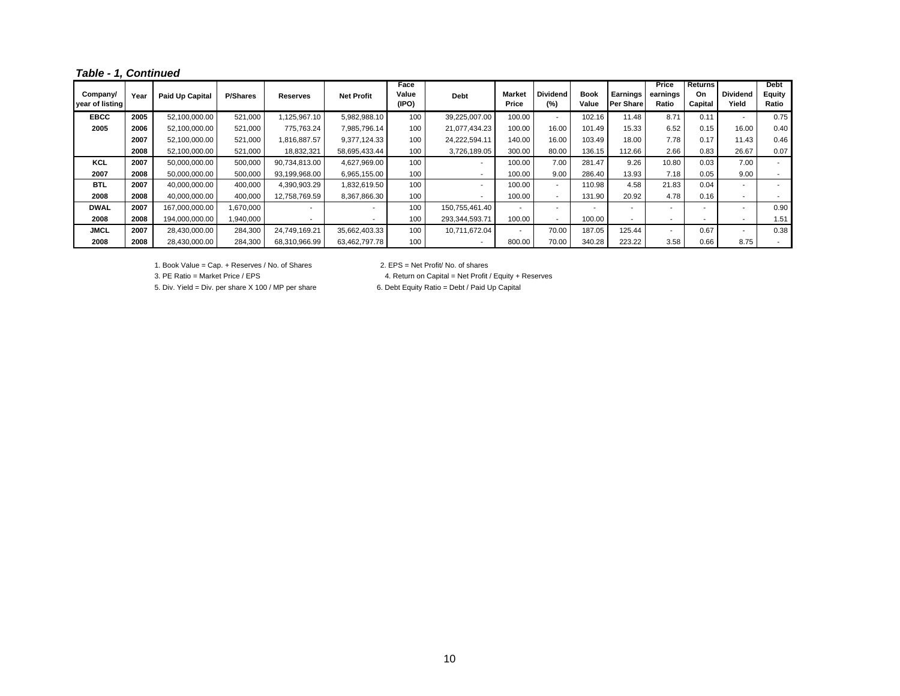***Table - 1, Continued***

| Company/ year of listing | Year | Paid Up Capital | P/Shares | Reserves | Net Profit | Face Value (IPO) | Debt | Market Price | Dividend (%) | Book Value | Earnings Per Share | Price earnings Ratio | Returns On Capital | Dividend Yield | Debt Equity Ratio |
|---|---|---|---|---|---|---|---|---|---|---|---|---|---|---|---|
| **EBCC** | **2005** | 52,100,000.00 | 521,000 | 1,125,967.10 | 5,982,988.10 | 100 | 39,225,007.00 | 100.00 | - | 102.16 | 11.48 | 8.71 | 0.11 | - | 0.75 |
| **2005** | **2006** | 52,100,000.00 | 521,000 | 775,763.24 | 7,985,796.14 | 100 | 21,077,434.23 | 100.00 | 16.00 | 101.49 | 15.33 | 6.52 | 0.15 | 16.00 | 0.40 |
| | **2007** | 52,100,000.00 | 521,000 | 1,816,887.57 | 9,377,124.33 | 100 | 24,222,594.11 | 140.00 | 16.00 | 103.49 | 18.00 | 7.78 | 0.17 | 11.43 | 0.46 |
| | **2008** | 52,100,000.00 | 521,000 | 18,832,321 | 58,695,433.44 | 100 | 3,726,189.05 | 300.00 | 80.00 | 136.15 | 112.66 | 2.66 | 0.83 | 26.67 | 0.07 |
| **KCL** | **2007** | 50,000,000.00 | 500,000 | 90,734,813.00 | 4,627,969.00 | 100 | - | 100.00 | 7.00 | 281.47 | 9.26 | 10.80 | 0.03 | 7.00 | - |
| **2007** | **2008** | 50,000,000.00 | 500,000 | 93,199,968.00 | 6,965,155.00 | 100 | - | 100.00 | 9.00 | 286.40 | 13.93 | 7.18 | 0.05 | 9.00 | - |
| **BTL** | **2007** | 40,000,000.00 | 400,000 | 4,390,903.29 | 1,832,619.50 | 100 | - | 100.00 | - | 110.98 | 4.58 | 21.83 | 0.04 | - | - |
| **2008** | **2008** | 40,000,000.00 | 400,000 | 12,758,769.59 | 8,367,866.30 | 100 | - | 100.00 | - | 131.90 | 20.92 | 4.78 | 0.16 | - | - |
| **DWAL** | **2007** | 167,000,000.00 | 1,670,000 | - | - | 100 | 150,755,461.40 | - | - | - | - | - | - | - | 0.90 |
| **2008** | **2008** | 194,000,000.00 | 1,940,000 | - | - | 100 | 293,344,593.71 | 100.00 | - | 100.00 | - | - | - | - | 1.51 |
| **JMCL** | **2007** | 28,430,000.00 | 284,300 | 24,749,169.21 | 35,662,403.33 | 100 | 10,711,672.04 | - | 70.00 | 187.05 | 125.44 | - | 0.67 | - | 0.38 |
| **2008** | **2008** | 28,430,000.00 | 284,300 | 68,310,966.99 | 63,462,797.78 | 100 | - | 800.00 | 70.00 | 340.28 | 223.22 | 3.58 | 0.66 | 8.75 | - |

1. Book Value = Cap. + Reserves / No. of Shares
2. EPS = Net Profit/ No. of shares
3. PE Ratio = Market Price / EPS
4. Return on Capital = Net Profit / Equity + Reserves
5. Div. Yield = Div. per share X 100 / MP per share
6. Debt Equity Ratio = Debt / Paid Up Capital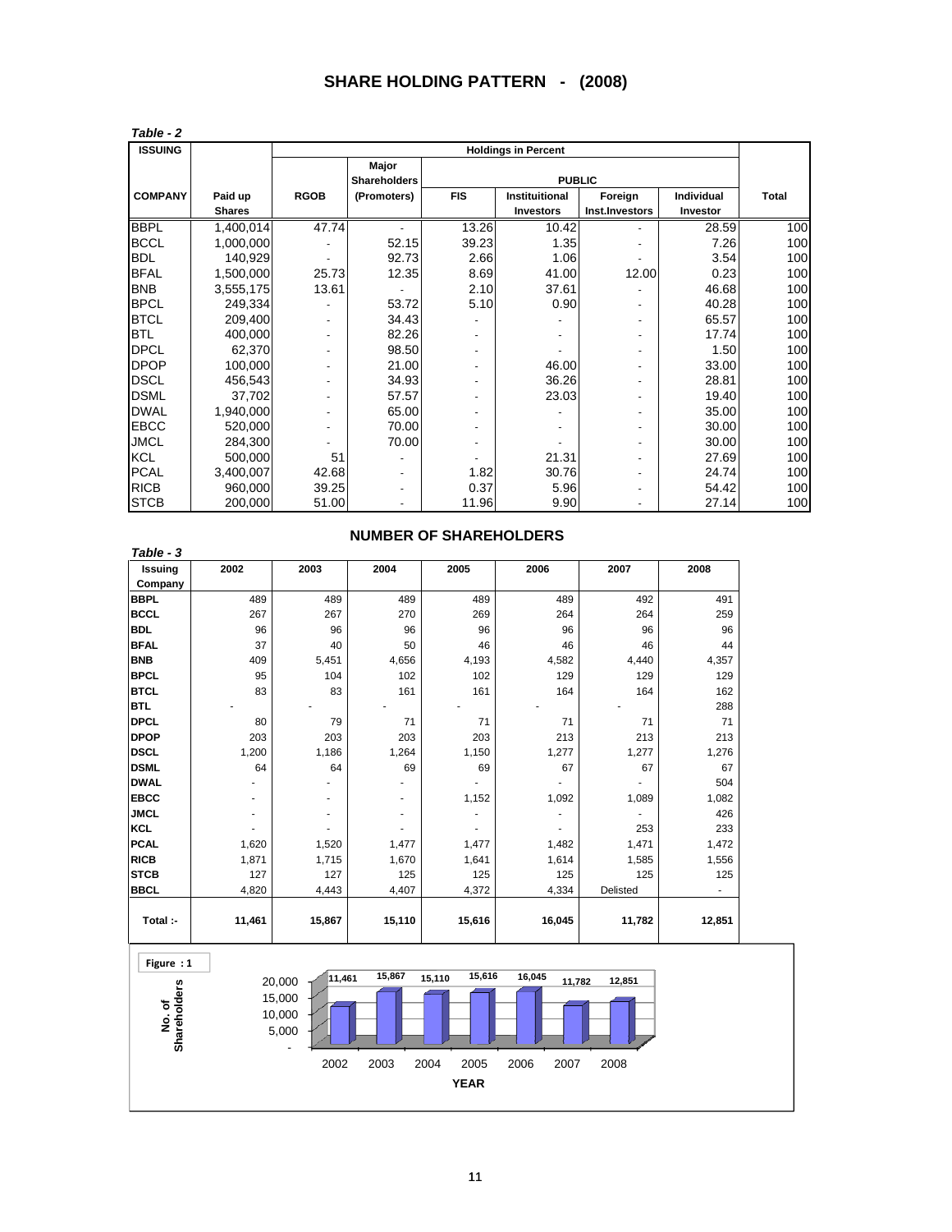# SHARE HOLDING PATTERN - (2008)

*Table - 2*

| ISSUING | | Holdings in Percent | | | | | | |
|---|---|---|---|---|---|---|---|---|
| | | | Major Shareholders | PUBLIC | | | | |
| COMPANY | Paid up Shares | RGOB | (Promoters) | FIS | Instituitional Investors | Foreign Inst.Investors | Individual Investor | Total |
| BBPL | 1,400,014 | 47.74 | - | 13.26 | 10.42 | - | 28.59 | 100 |
| BCCL | 1,000,000 | - | 52.15 | 39.23 | 1.35 | - | 7.26 | 100 |
| BDL | 140,929 | - | 92.73 | 2.66 | 1.06 | - | 3.54 | 100 |
| BFAL | 1,500,000 | 25.73 | 12.35 | 8.69 | 41.00 | 12.00 | 0.23 | 100 |
| BNB | 3,555,175 | 13.61 | - | 2.10 | 37.61 | - | 46.68 | 100 |
| BPCL | 249,334 | - | 53.72 | 5.10 | 0.90 | - | 40.28 | 100 |
| BTCL | 209,400 | - | 34.43 | - | - | - | 65.57 | 100 |
| BTL | 400,000 | - | 82.26 | - | - | - | 17.74 | 100 |
| DPCL | 62,370 | - | 98.50 | - | - | - | 1.50 | 100 |
| DPOP | 100,000 | - | 21.00 | - | 46.00 | - | 33.00 | 100 |
| DSCL | 456,543 | - | 34.93 | - | 36.26 | - | 28.81 | 100 |
| DSML | 37,702 | - | 57.57 | - | 23.03 | - | 19.40 | 100 |
| DWAL | 1,940,000 | - | 65.00 | - | - | - | 35.00 | 100 |
| EBCC | 520,000 | - | 70.00 | - | - | - | 30.00 | 100 |
| JMCL | 284,300 | - | 70.00 | - | - | - | 30.00 | 100 |
| KCL | 500,000 | 51 | - | - | 21.31 | - | 27.69 | 100 |
| PCAL | 3,400,007 | 42.68 | - | 1.82 | 30.76 | - | 24.74 | 100 |
| RICB | 960,000 | 39.25 | - | 0.37 | 5.96 | - | 54.42 | 100 |
| STCB | 200,000 | 51.00 | - | 11.96 | 9.90 | - | 27.14 | 100 |

## NUMBER OF SHAREHOLDERS

*Table - 3*

| Issuing Company | 2002 | 2003 | 2004 | 2005 | 2006 | 2007 | 2008 |
|---|---|---|---|---|---|---|---|
| BBPL | 489 | 489 | 489 | 489 | 489 | 492 | 491 |
| BCCL | 267 | 267 | 270 | 269 | 264 | 264 | 259 |
| BDL | 96 | 96 | 96 | 96 | 96 | 96 | 96 |
| BFAL | 37 | 40 | 50 | 46 | 46 | 46 | 44 |
| BNB | 409 | 5,451 | 4,656 | 4,193 | 4,582 | 4,440 | 4,357 |
| BPCL | 95 | 104 | 102 | 102 | 129 | 129 | 129 |
| BTCL | 83 | 83 | 161 | 161 | 164 | 164 | 162 |
| BTL | - | - | - | - | - | - | 288 |
| DPCL | 80 | 79 | 71 | 71 | 71 | 71 | 71 |
| DPOP | 203 | 203 | 203 | 203 | 213 | 213 | 213 |
| DSCL | 1,200 | 1,186 | 1,264 | 1,150 | 1,277 | 1,277 | 1,276 |
| DSML | 64 | 64 | 69 | 69 | 67 | 67 | 67 |
| DWAL | - | - | - | - | - | - | 504 |
| EBCC | - | - | - | 1,152 | 1,092 | 1,089 | 1,082 |
| JMCL | - | - | - | - | - | - | 426 |
| KCL | - | - | - | - | - | 253 | 233 |
| PCAL | 1,620 | 1,520 | 1,477 | 1,477 | 1,482 | 1,471 | 1,472 |
| RICB | 1,871 | 1,715 | 1,670 | 1,641 | 1,614 | 1,585 | 1,556 |
| STCB | 127 | 127 | 125 | 125 | 125 | 125 | 125 |
| BBCL | 4,820 | 4,443 | 4,407 | 4,372 | 4,334 | Delisted | - |
| Total :- | 11,461 | 15,867 | 15,110 | 15,616 | 16,045 | 11,782 | 12,851 |

Figure : 1

| YEAR | 2002 | 2003 | 2004 | 2005 | 2006 | 2007 | 2008 |
|---|---|---|---|---|---|---|---|
| No. of Shareholders | 11,461 | 15,867 | 15,110 | 15,616 | 16,045 | 11,782 | 12,851 |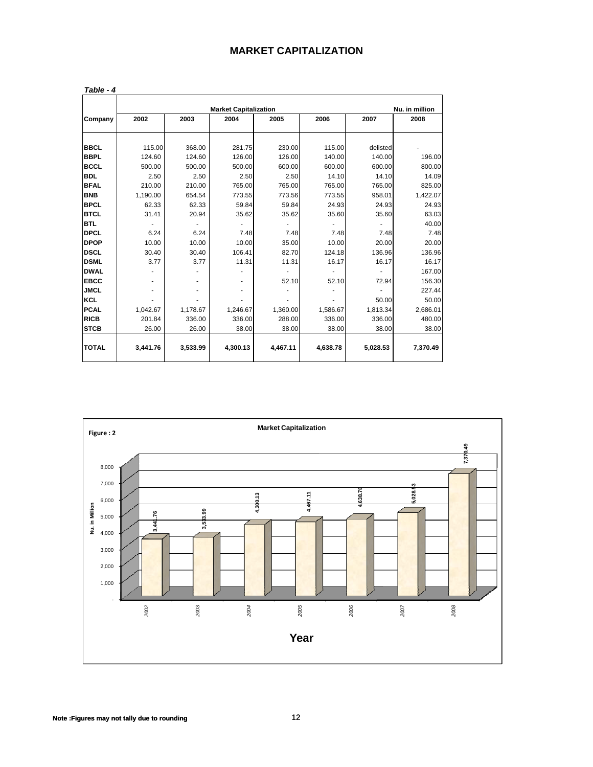# MARKET CAPITALIZATION

*Table - 4*

| Company | Market Capitalization | | | | | | Nu. in million |
|---|---|---|---|---|---|---|---|
| | 2002 | 2003 | 2004 | 2005 | 2006 | 2007 | 2008 |
| **BBCL** | 115.00 | 368.00 | 281.75 | 230.00 | 115.00 | delisted | - |
| **BBPL** | 124.60 | 124.60 | 126.00 | 126.00 | 140.00 | 140.00 | 196.00 |
| **BCCL** | 500.00 | 500.00 | 500.00 | 600.00 | 600.00 | 600.00 | 800.00 |
| **BDL** | 2.50 | 2.50 | 2.50 | 2.50 | 14.10 | 14.10 | 14.09 |
| **BFAL** | 210.00 | 210.00 | 765.00 | 765.00 | 765.00 | 765.00 | 825.00 |
| **BNB** | 1,190.00 | 654.54 | 773.55 | 773.56 | 773.55 | 958.01 | 1,422.07 |
| **BPCL** | 62.33 | 62.33 | 59.84 | 59.84 | 24.93 | 24.93 | 24.93 |
| **BTCL** | 31.41 | 20.94 | 35.62 | 35.62 | 35.60 | 35.60 | 63.03 |
| **BTL** | - | - | - | - | - | - | 40.00 |
| **DPCL** | 6.24 | 6.24 | 7.48 | 7.48 | 7.48 | 7.48 | 7.48 |
| **DPOP** | 10.00 | 10.00 | 10.00 | 35.00 | 10.00 | 20.00 | 20.00 |
| **DSCL** | 30.40 | 30.40 | 106.41 | 82.70 | 124.18 | 136.96 | 136.96 |
| **DSML** | 3.77 | 3.77 | 11.31 | 11.31 | 16.17 | 16.17 | 16.17 |
| **DWAL** | - | - | - | - | - | - | 167.00 |
| **EBCC** | - | - | - | 52.10 | 52.10 | 72.94 | 156.30 |
| **JMCL** | - | - | - | - | - | - | 227.44 |
| **KCL** | - | - | - | - | - | 50.00 | 50.00 |
| **PCAL** | 1,042.67 | 1,178.67 | 1,246.67 | 1,360.00 | 1,586.67 | 1,813.34 | 2,686.01 |
| **RICB** | 201.84 | 336.00 | 336.00 | 288.00 | 336.00 | 336.00 | 480.00 |
| **STCB** | 26.00 | 26.00 | 38.00 | 38.00 | 38.00 | 38.00 | 38.00 |
| **TOTAL** | **3,441.76** | **3,533.99** | **4,300.13** | **4,467.11** | **4,638.78** | **5,028.53** | **7,370.49** |

**Figure : 2**

**Market Capitalization**

| Year | Nu. in Million |
|---|---|
| 2002 | 3,441.76 |
| 2003 | 3,533.99 |
| 2004 | 4,300.13 |
| 2005 | 4,467.11 |
| 2006 | 4,638.78 |
| 2007 | 5,028.53 |
| 2008 | 7,370.49 |

**Note :Figures may not tally due to rounding**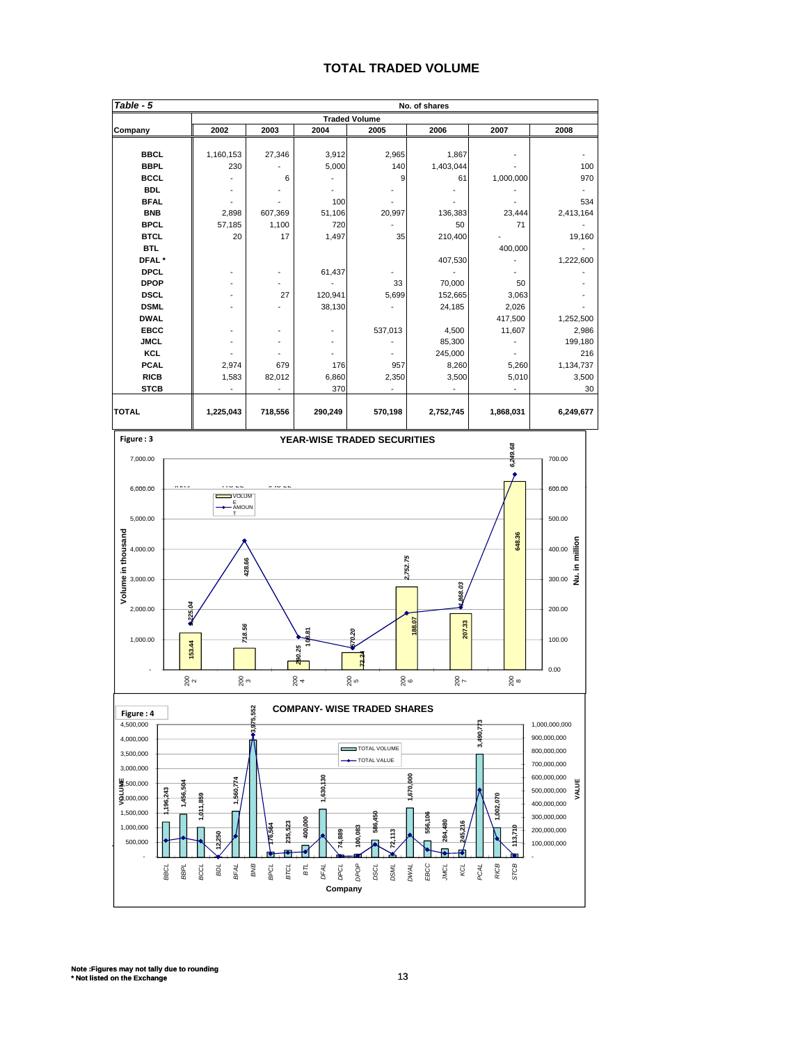# TOTAL TRADED VOLUME

| *Table - 5* | | | | | | | No. of shares |
|---|---|---|---|---|---|---|---|
| | Traded Volume | | | | | | |
| Company | 2002 | 2003 | 2004 | 2005 | 2006 | 2007 | 2008 |
| BBCL | 1,160,153 | 27,346 | 3,912 | 2,965 | 1,867 | - | - |
| BBPL | 230 | - | 5,000 | 140 | 1,403,044 | - | 100 |
| BCCL | - | 6 | - | 9 | 61 | 1,000,000 | 970 |
| BDL | - | - | - | - | - | - | - |
| BFAL | - | - | 100 | - | - | - | 534 |
| BNB | 2,898 | 607,369 | 51,106 | 20,997 | 136,383 | 23,444 | 2,413,164 |
| BPCL | 57,185 | 1,100 | 720 | - | 50 | 71 | - |
| BTCL | 20 | 17 | 1,497 | 35 | 210,400 | - | 19,160 |
| BTL | | | | | | 400,000 | - |
| DFAL * | | | | | 407,530 | - | 1,222,600 |
| DPCL | - | - | 61,437 | - | - | - | - |
| DPOP | - | - | - | 33 | 70,000 | 50 | - |
| DSCL | - | 27 | 120,941 | 5,699 | 152,665 | 3,063 | - |
| DSML | - | - | 38,130 | - | 24,185 | 2,026 | - |
| DWAL | | | | | | 417,500 | 1,252,500 |
| EBCC | - | - | - | 537,013 | 4,500 | 11,607 | 2,986 |
| JMCL | - | - | - | - | 85,300 | - | 199,180 |
| KCL | - | - | - | - | 245,000 | - | 216 |
| PCAL | 2,974 | 679 | 176 | 957 | 8,260 | 5,260 | 1,134,737 |
| RICB | 1,583 | 82,012 | 6,860 | 2,350 | 3,500 | 5,010 | 3,500 |
| STCB | - | - | 370 | - | - | - | 30 |
| TOTAL | 1,225,043 | 718,556 | 290,249 | 570,198 | 2,752,745 | 1,868,031 | 6,249,677 |

Figure : 3 YEAR-WISE TRADED SECURITIES

Figure : 4 COMPANY- WISE TRADED SHARES

Note :Figures may not tally due to rounding
* Not listed on the Exchange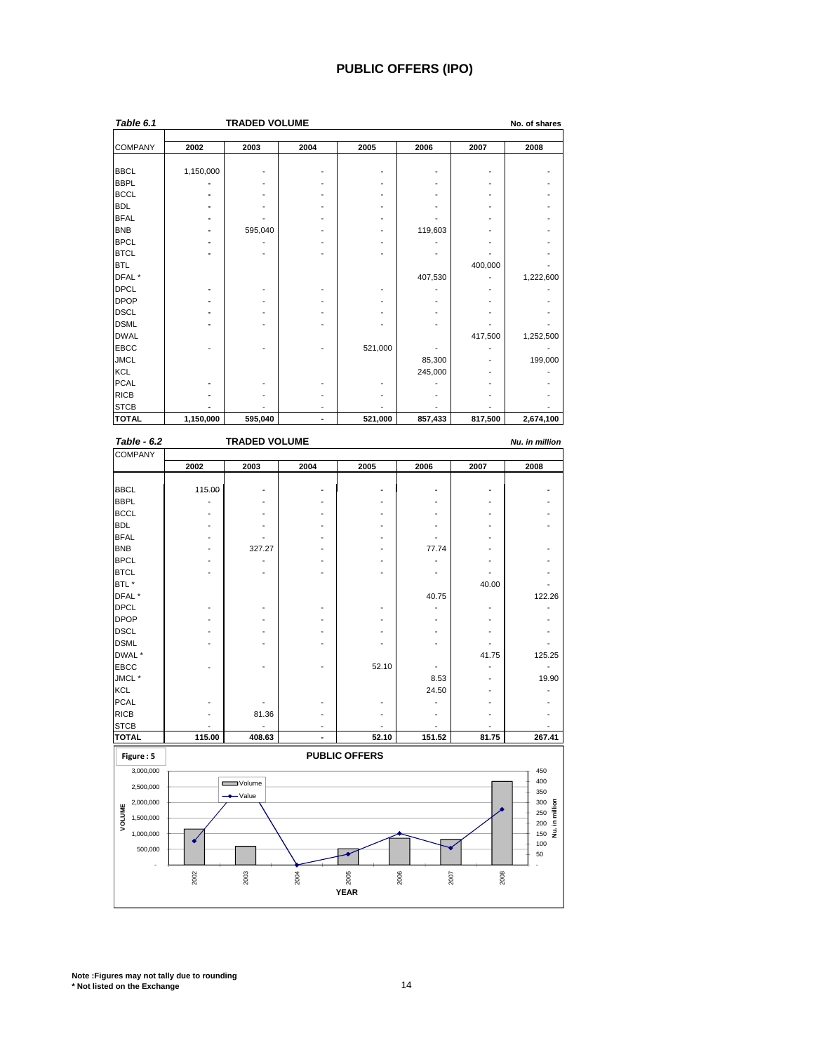# PUBLIC OFFERS (IPO)

*Table 6.1* **TRADED VOLUME** — **No. of shares**

| COMPANY | 2002 | 2003 | 2004 | 2005 | 2006 | 2007 | 2008 |
|---|---|---|---|---|---|---|---|
| BBCL | 1,150,000 | - | - | - | - | - | - |
| BBPL | - | - | - | - | - | - | - |
| BCCL | - | - | - | - | - | - | - |
| BDL | - | - | - | - | - | - | - |
| BFAL | - | - | - | - | - | - | - |
| BNB | - | 595,040 | - | - | 119,603 | - | - |
| BPCL | - | - | - | - | - | - | - |
| BTCL | - | - | - | - | - | - | - |
| BTL | | | | | | 400,000 | - |
| DFAL * | | | | | 407,530 | - | 1,222,600 |
| DPCL | - | - | - | - | - | - | - |
| DPOP | - | - | - | - | - | - | - |
| DSCL | - | - | - | - | - | - | - |
| DSML | - | - | - | - | - | - | - |
| DWAL | | | | | | 417,500 | 1,252,500 |
| EBCC | - | - | - | 521,000 | - | - | - |
| JMCL | | | | | 85,300 | - | 199,000 |
| KCL | | | | | 245,000 | - | - |
| PCAL | - | - | - | - | - | - | - |
| RICB | - | - | - | - | - | - | - |
| STCB | - | - | - | - | - | - | - |
| **TOTAL** | **1,150,000** | **595,040** | **-** | **521,000** | **857,433** | **817,500** | **2,674,100** |

*Table - 6.2* **TRADED VOLUME** — ***Nu. in million***

| COMPANY | 2002 | 2003 | 2004 | 2005 | 2006 | 2007 | 2008 |
|---|---|---|---|---|---|---|---|
| BBCL | 115.00 | - | - | - | - | - | - |
| BBPL | - | - | - | - | - | - | - |
| BCCL | - | - | - | - | - | - | - |
| BDL | - | - | - | - | - | - | - |
| BFAL | - | - | - | - | - | - | - |
| BNB | - | 327.27 | - | - | 77.74 | - | - |
| BPCL | - | - | - | - | - | - | - |
| BTCL | - | - | - | - | - | - | - |
| BTL * | | | | | | 40.00 | - |
| DFAL * | | | | | 40.75 | | 122.26 |
| DPCL | - | - | - | - | - | - | - |
| DPOP | - | - | - | - | - | - | - |
| DSCL | - | - | - | - | - | - | - |
| DSML | - | - | - | - | - | - | - |
| DWAL * | | | | | | 41.75 | 125.25 |
| EBCC | - | - | - | 52.10 | - | - | - |
| JMCL * | | | | | 8.53 | - | 19.90 |
| KCL | | | | | 24.50 | - | - |
| PCAL | - | - | - | - | - | - | - |
| RICB | - | 81.36 | - | - | - | - | - |
| STCB | - | - | - | - | - | - | - |
| **TOTAL** | **115.00** | **408.63** | **-** | **52.10** | **151.52** | **81.75** | **267.41** |

**Figure : 5** — **PUBLIC OFFERS**

**Note :Figures may not tally due to rounding**
**\* Not listed on the Exchange**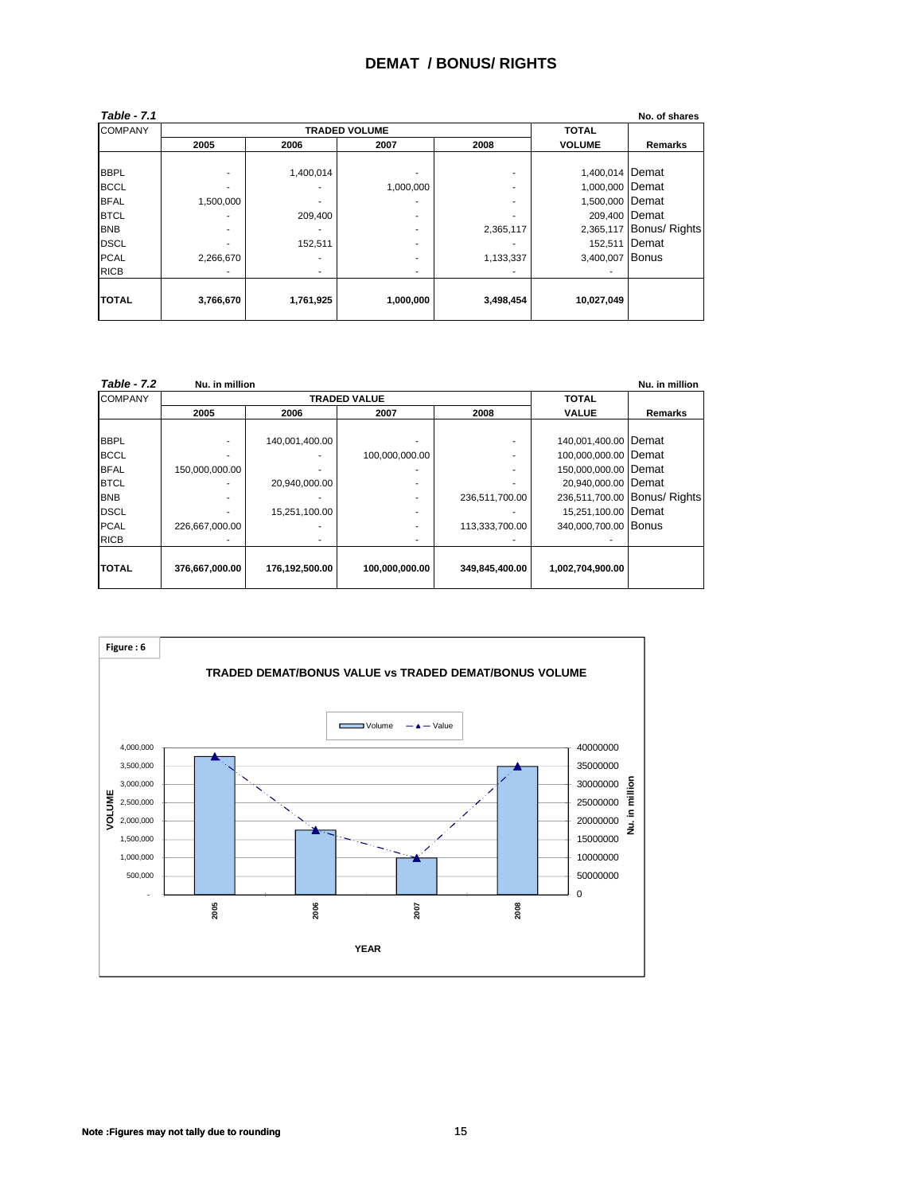# DEMAT / BONUS/ RIGHTS

*Table - 7.1* **No. of shares**

| COMPANY | TRADED VOLUME | | | | TOTAL | |
|---|---|---|---|---|---|---|
| | 2005 | 2006 | 2007 | 2008 | VOLUME | Remarks |
| BBPL | - | 1,400,014 | - | - | 1,400,014 | Demat |
| BCCL | - | - | 1,000,000 | - | 1,000,000 | Demat |
| BFAL | 1,500,000 | - | - | - | 1,500,000 | Demat |
| BTCL | - | 209,400 | - | - | 209,400 | Demat |
| BNB | - | - | - | 2,365,117 | 2,365,117 | Bonus/ Rights |
| DSCL | - | 152,511 | - | - | 152,511 | Demat |
| PCAL | 2,266,670 | - | - | 1,133,337 | 3,400,007 | Bonus |
| RICB | - | - | - | - | - | |
| **TOTAL** | **3,766,670** | **1,761,925** | **1,000,000** | **3,498,454** | **10,027,049** | |

*Table - 7.2* **Nu. in million** **Nu. in million**

| COMPANY | TRADED VALUE | | | | TOTAL | |
|---|---|---|---|---|---|---|
| | 2005 | 2006 | 2007 | 2008 | VALUE | Remarks |
| BBPL | - | 140,001,400.00 | - | - | 140,001,400.00 | Demat |
| BCCL | - | - | 100,000,000.00 | - | 100,000,000.00 | Demat |
| BFAL | 150,000,000.00 | - | - | - | 150,000,000.00 | Demat |
| BTCL | - | 20,940,000.00 | - | - | 20,940,000.00 | Demat |
| BNB | - | - | - | 236,511,700.00 | 236,511,700.00 | Bonus/ Rights |
| DSCL | - | 15,251,100.00 | - | - | 15,251,100.00 | Demat |
| PCAL | 226,667,000.00 | - | - | 113,333,700.00 | 340,000,700.00 | Bonus |
| RICB | - | - | - | - | - | |
| **TOTAL** | **376,667,000.00** | **176,192,500.00** | **100,000,000.00** | **349,845,400.00** | **1,002,704,900.00** | |

**Figure : 6**

**TRADED DEMAT/BONUS VALUE vs TRADED DEMAT/BONUS VOLUME**

**Note :Figures may not tally due to rounding**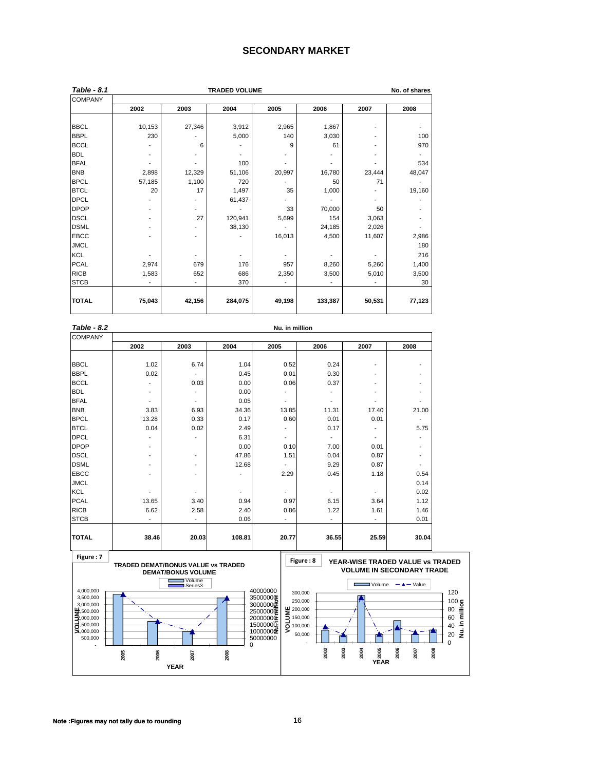# SECONDARY MARKET

***Table - 8.1*** **TRADED VOLUME** **No. of shares**

| COMPANY | 2002 | 2003 | 2004 | 2005 | 2006 | 2007 | 2008 |
|---|---|---|---|---|---|---|---|
| BBCL | 10,153 | 27,346 | 3,912 | 2,965 | 1,867 | - | - |
| BBPL | 230 | - | 5,000 | 140 | 3,030 | - | 100 |
| BCCL | - | 6 | - | 9 | 61 | - | 970 |
| BDL | - | - | - | - | - | - | - |
| BFAL | - | - | 100 | - | - | - | 534 |
| BNB | 2,898 | 12,329 | 51,106 | 20,997 | 16,780 | 23,444 | 48,047 |
| BPCL | 57,185 | 1,100 | 720 | - | 50 | 71 | - |
| BTCL | 20 | 17 | 1,497 | 35 | 1,000 | - | 19,160 |
| DPCL | - | - | 61,437 | - | - | - | - |
| DPOP | - | - | - | 33 | 70,000 | 50 | - |
| DSCL | - | 27 | 120,941 | 5,699 | 154 | 3,063 | - |
| DSML | - | - | 38,130 | - | 24,185 | 2,026 | - |
| EBCC | - | - | - | 16,013 | 4,500 | 11,607 | 2,986 |
| JMCL | | | | | | | 180 |
| KCL | - | - | - | - | - | - | 216 |
| PCAL | 2,974 | 679 | 176 | 957 | 8,260 | 5,260 | 1,400 |
| RICB | 1,583 | 652 | 686 | 2,350 | 3,500 | 5,010 | 3,500 |
| STCB | - | - | 370 | - | - | - | 30 |
| **TOTAL** | **75,043** | **42,156** | **284,075** | **49,198** | **133,387** | **50,531** | **77,123** |

***Table - 8.2*** **Nu. in million**

| COMPANY | 2002 | 2003 | 2004 | 2005 | 2006 | 2007 | 2008 |
|---|---|---|---|---|---|---|---|
| BBCL | 1.02 | 6.74 | 1.04 | 0.52 | 0.24 | - | - |
| BBPL | 0.02 | - | 0.45 | 0.01 | 0.30 | - | - |
| BCCL | - | 0.03 | 0.00 | 0.06 | 0.37 | - | - |
| BDL | - | - | 0.00 | - | - | - | - |
| BFAL | - | - | 0.05 | - | - | - | - |
| BNB | 3.83 | 6.93 | 34.36 | 13.85 | 11.31 | 17.40 | 21.00 |
| BPCL | 13.28 | 0.33 | 0.17 | 0.60 | 0.01 | 0.01 | - |
| BTCL | 0.04 | 0.02 | 2.49 | - | 0.17 | - | 5.75 |
| DPCL | - | - | 6.31 | - | - | - | - |
| DPOP | - | | 0.00 | 0.10 | 7.00 | 0.01 | - |
| DSCL | - | - | 47.86 | 1.51 | 0.04 | 0.87 | - |
| DSML | - | - | 12.68 | - | 9.29 | 0.87 | - |
| EBCC | - | - | - | 2.29 | 0.45 | 1.18 | 0.54 |
| JMCL | | | | | | | 0.14 |
| KCL | - | - | - | - | - | - | 0.02 |
| PCAL | 13.65 | 3.40 | 0.94 | 0.97 | 6.15 | 3.64 | 1.12 |
| RICB | 6.62 | 2.58 | 2.40 | 0.86 | 1.22 | 1.61 | 1.46 |
| STCB | - | - | 0.06 | - | - | - | 0.01 |
| **TOTAL** | **38.46** | **20.03** | **108.81** | **20.77** | **36.55** | **25.59** | **30.04** |

**Figure : 7** **TRADED DEMAT/BONUS VALUE vs TRADED DEMAT/BONUS VOLUME**

**Figure : 8** **YEAR-WISE TRADED VALUE vs TRADED VOLUME IN SECONDARY TRADE**

**Note :Figures may not tally due to rounding**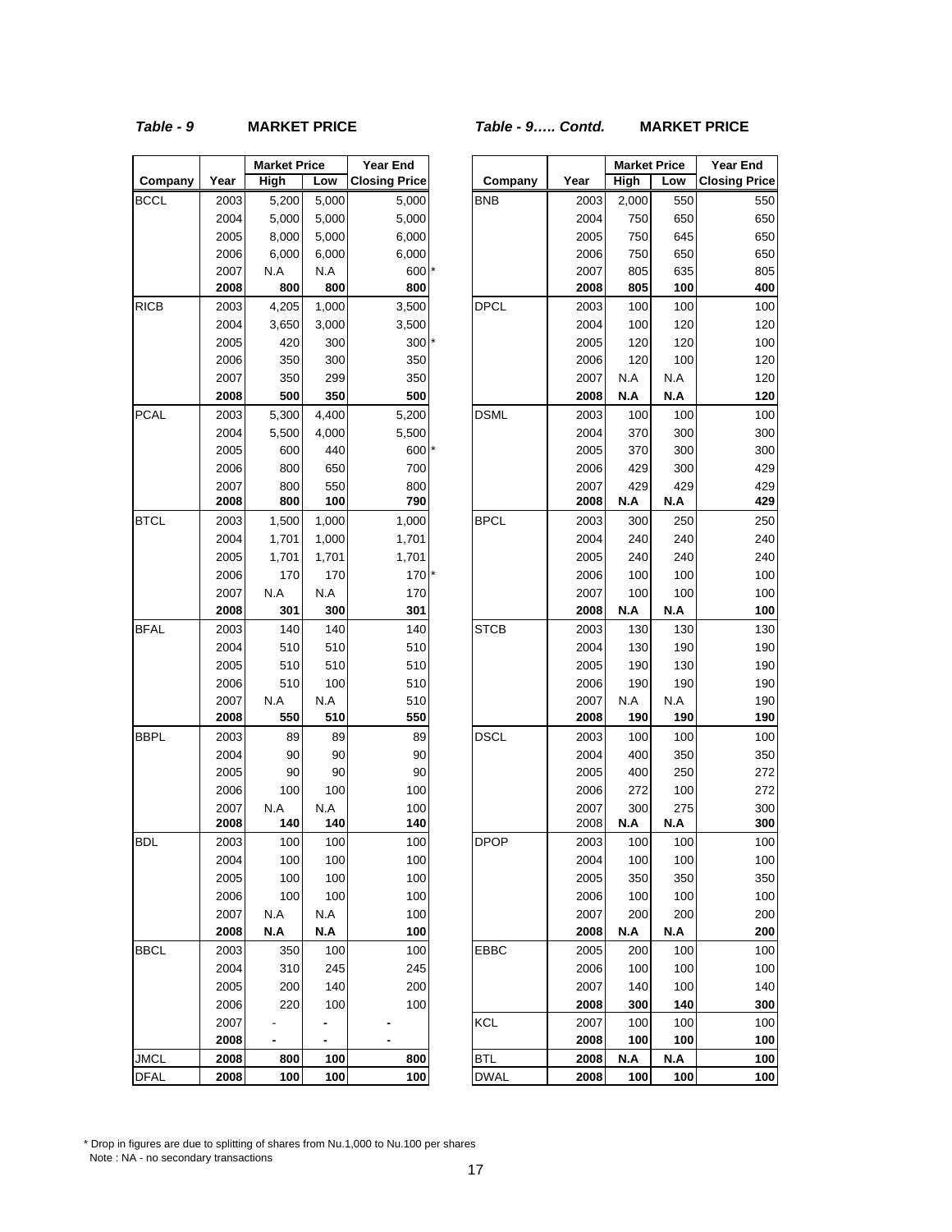## *Table - 9* MARKET PRICE

| Company | Year | Market Price High | Market Price Low | Year End Closing Price |
|---|---|---|---|---|
| BCCL | 2003 | 5,200 | 5,000 | 5,000 |
| | 2004 | 5,000 | 5,000 | 5,000 |
| | 2005 | 8,000 | 5,000 | 6,000 |
| | 2006 | 6,000 | 6,000 | 6,000 |
| | 2007 | N.A | N.A | 600 * |
| | **2008** | **800** | **800** | **800** |
| RICB | 2003 | 4,205 | 1,000 | 3,500 |
| | 2004 | 3,650 | 3,000 | 3,500 |
| | 2005 | 420 | 300 | 300 * |
| | 2006 | 350 | 300 | 350 |
| | 2007 | 350 | 299 | 350 |
| | **2008** | **500** | **350** | **500** |
| PCAL | 2003 | 5,300 | 4,400 | 5,200 |
| | 2004 | 5,500 | 4,000 | 5,500 |
| | 2005 | 600 | 440 | 600 * |
| | 2006 | 800 | 650 | 700 |
| | 2007 | 800 | 550 | 800 |
| | **2008** | **800** | **100** | **790** |
| BTCL | 2003 | 1,500 | 1,000 | 1,000 |
| | 2004 | 1,701 | 1,000 | 1,701 |
| | 2005 | 1,701 | 1,701 | 1,701 |
| | 2006 | 170 | 170 | 170 * |
| | 2007 | N.A | N.A | 170 |
| | **2008** | **301** | **300** | **301** |
| BFAL | 2003 | 140 | 140 | 140 |
| | 2004 | 510 | 510 | 510 |
| | 2005 | 510 | 510 | 510 |
| | 2006 | 510 | 100 | 510 |
| | 2007 | N.A | N.A | 510 |
| | **2008** | **550** | **510** | **550** |
| BBPL | 2003 | 89 | 89 | 89 |
| | 2004 | 90 | 90 | 90 |
| | 2005 | 90 | 90 | 90 |
| | 2006 | 100 | 100 | 100 |
| | 2007 | N.A | N.A | 100 |
| | **2008** | **140** | **140** | **140** |
| BDL | 2003 | 100 | 100 | 100 |
| | 2004 | 100 | 100 | 100 |
| | 2005 | 100 | 100 | 100 |
| | 2006 | 100 | 100 | 100 |
| | 2007 | N.A | N.A | 100 |
| | **2008** | **N.A** | **N.A** | **100** |
| BBCL | 2003 | 350 | 100 | 100 |
| | 2004 | 310 | 245 | 245 |
| | 2005 | 200 | 140 | 200 |
| | 2006 | 220 | 100 | 100 |
| | 2007 | - | - | - |
| | **2008** | **-** | **-** | **-** |
| JMCL | **2008** | **800** | **100** | **800** |
| DFAL | **2008** | **100** | **100** | **100** |

## *Table - 9….. Contd.* MARKET PRICE

| Company | Year | Market Price High | Market Price Low | Year End Closing Price |
|---|---|---|---|---|
| BNB | 2003 | 2,000 | 550 | 550 |
| | 2004 | 750 | 650 | 650 |
| | 2005 | 750 | 645 | 650 |
| | 2006 | 750 | 650 | 650 |
| | 2007 | 805 | 635 | 805 |
| | **2008** | **805** | **100** | **400** |
| DPCL | 2003 | 100 | 100 | 100 |
| | 2004 | 100 | 120 | 120 |
| | 2005 | 120 | 120 | 100 |
| | 2006 | 120 | 100 | 120 |
| | 2007 | N.A | N.A | 120 |
| | **2008** | **N.A** | **N.A** | **120** |
| DSML | 2003 | 100 | 100 | 100 |
| | 2004 | 370 | 300 | 300 |
| | 2005 | 370 | 300 | 300 |
| | 2006 | 429 | 300 | 429 |
| | 2007 | 429 | 429 | 429 |
| | **2008** | **N.A** | **N.A** | **429** |
| BPCL | 2003 | 300 | 250 | 250 |
| | 2004 | 240 | 240 | 240 |
| | 2005 | 240 | 240 | 240 |
| | 2006 | 100 | 100 | 100 |
| | 2007 | 100 | 100 | 100 |
| | **2008** | **N.A** | **N.A** | **100** |
| STCB | 2003 | 130 | 130 | 130 |
| | 2004 | 130 | 190 | 190 |
| | 2005 | 190 | 130 | 190 |
| | 2006 | 190 | 190 | 190 |
| | 2007 | N.A | N.A | 190 |
| | **2008** | **190** | **190** | **190** |
| DSCL | 2003 | 100 | 100 | 100 |
| | 2004 | 400 | 350 | 350 |
| | 2005 | 400 | 250 | 272 |
| | 2006 | 272 | 100 | 272 |
| | 2007 | 300 | 275 | 300 |
| | 2008 | **N.A** | **N.A** | **300** |
| DPOP | 2003 | 100 | 100 | 100 |
| | 2004 | 100 | 100 | 100 |
| | 2005 | 350 | 350 | 350 |
| | 2006 | 100 | 100 | 100 |
| | 2007 | 200 | 200 | 200 |
| | **2008** | **N.A** | **N.A** | **200** |
| EBBC | 2005 | 200 | 100 | 100 |
| | 2006 | 100 | 100 | 100 |
| | 2007 | 140 | 100 | 140 |
| | **2008** | **300** | **140** | **300** |
| KCL | 2007 | 100 | 100 | 100 |
| | **2008** | **100** | **100** | **100** |
| BTL | **2008** | **N.A** | **N.A** | **100** |
| DWAL | **2008** | **100** | **100** | **100** |

\* Drop in figures are due to splitting of shares from Nu.1,000 to Nu.100 per shares

Note : NA - no secondary transactions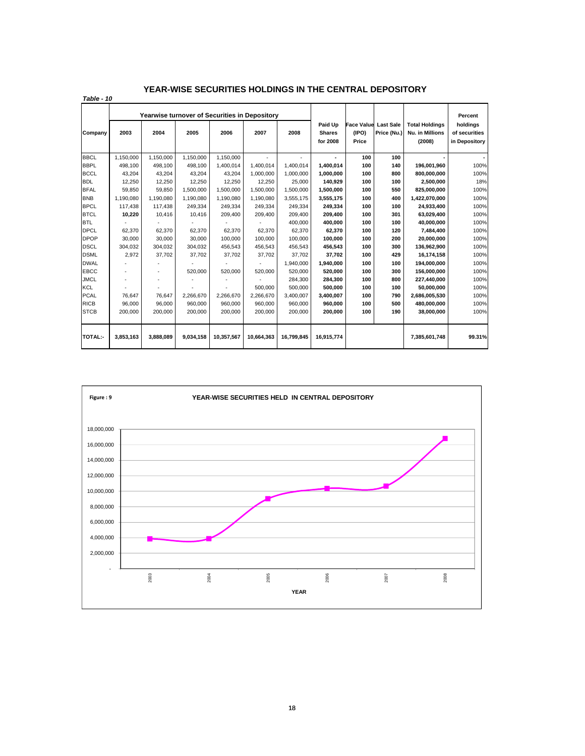# YEAR-WISE SECURITIES HOLDINGS IN THE CENTRAL DEPOSITORY

*Table - 10*

| Company | Yearwise turnover of Securities in Depository | | | | | | Paid Up Shares for 2008 | Face Value (IPO) Price | Last Sale Price (Nu.) | Total Holdings Nu. in Millions (2008) | Percent holdings of securities in Depository |
|---|---|---|---|---|---|---|---|---|---|---|---|
| | 2003 | 2004 | 2005 | 2006 | 2007 | 2008 | | | | | |
| BBCL | 1,150,000 | 1,150,000 | 1,150,000 | 1,150,000 | - | - | - | 100 | 100 | - | - |
| BBPL | 498,100 | 498,100 | 498,100 | 1,400,014 | 1,400,014 | 1,400,014 | 1,400,014 | 100 | 140 | 196,001,960 | 100% |
| BCCL | 43,204 | 43,204 | 43,204 | 43,204 | 1,000,000 | 1,000,000 | 1,000,000 | 100 | 800 | 800,000,000 | 100% |
| BDL | 12,250 | 12,250 | 12,250 | 12,250 | 12,250 | 25,000 | 140,929 | 100 | 100 | 2,500,000 | 18% |
| BFAL | 59,850 | 59,850 | 1,500,000 | 1,500,000 | 1,500,000 | 1,500,000 | 1,500,000 | 100 | 550 | 825,000,000 | 100% |
| BNB | 1,190,080 | 1,190,080 | 1,190,080 | 1,190,080 | 1,190,080 | 3,555,175 | 3,555,175 | 100 | 400 | 1,422,070,000 | 100% |
| BPCL | 117,438 | 117,438 | 249,334 | 249,334 | 249,334 | 249,334 | 249,334 | 100 | 100 | 24,933,400 | 100% |
| BTCL | 10,220 | 10,416 | 10,416 | 209,400 | 209,400 | 209,400 | 209,400 | 100 | 301 | 63,029,400 | 100% |
| BTL | - | - | - | - | - | 400,000 | 400,000 | 100 | 100 | 40,000,000 | 100% |
| DPCL | 62,370 | 62,370 | 62,370 | 62,370 | 62,370 | 62,370 | 62,370 | 100 | 120 | 7,484,400 | 100% |
| DPOP | 30,000 | 30,000 | 30,000 | 100,000 | 100,000 | 100,000 | 100,000 | 100 | 200 | 20,000,000 | 100% |
| DSCL | 304,032 | 304,032 | 304,032 | 456,543 | 456,543 | 456,543 | 456,543 | 100 | 300 | 136,962,900 | 100% |
| DSML | 2,972 | 37,702 | 37,702 | 37,702 | 37,702 | 37,702 | 37,702 | 100 | 429 | 16,174,158 | 100% |
| DWAL | - | - | - | - | - | 1,940,000 | 1,940,000 | 100 | 100 | 194,000,000 | 100% |
| EBCC | - | - | 520,000 | 520,000 | 520,000 | 520,000 | 520,000 | 100 | 300 | 156,000,000 | 100% |
| JMCL | - | - | - | - | - | 284,300 | 284,300 | 100 | 800 | 227,440,000 | 100% |
| KCL | - | - | - | - | 500,000 | 500,000 | 500,000 | 100 | 100 | 50,000,000 | 100% |
| PCAL | 76,647 | 76,647 | 2,266,670 | 2,266,670 | 2,266,670 | 3,400,007 | 3,400,007 | 100 | 790 | 2,686,005,530 | 100% |
| RICB | 96,000 | 96,000 | 960,000 | 960,000 | 960,000 | 960,000 | 960,000 | 100 | 500 | 480,000,000 | 100% |
| STCB | 200,000 | 200,000 | 200,000 | 200,000 | 200,000 | 200,000 | 200,000 | 100 | 190 | 38,000,000 | 100% |
| TOTAL:- | 3,853,163 | 3,888,089 | 9,034,158 | 10,357,567 | 10,664,363 | 16,799,845 | 16,915,774 | | | 7,385,601,748 | 99.31% |

**Figure : 9**

**YEAR-WISE SECURITIES HELD IN CENTRAL DEPOSITORY**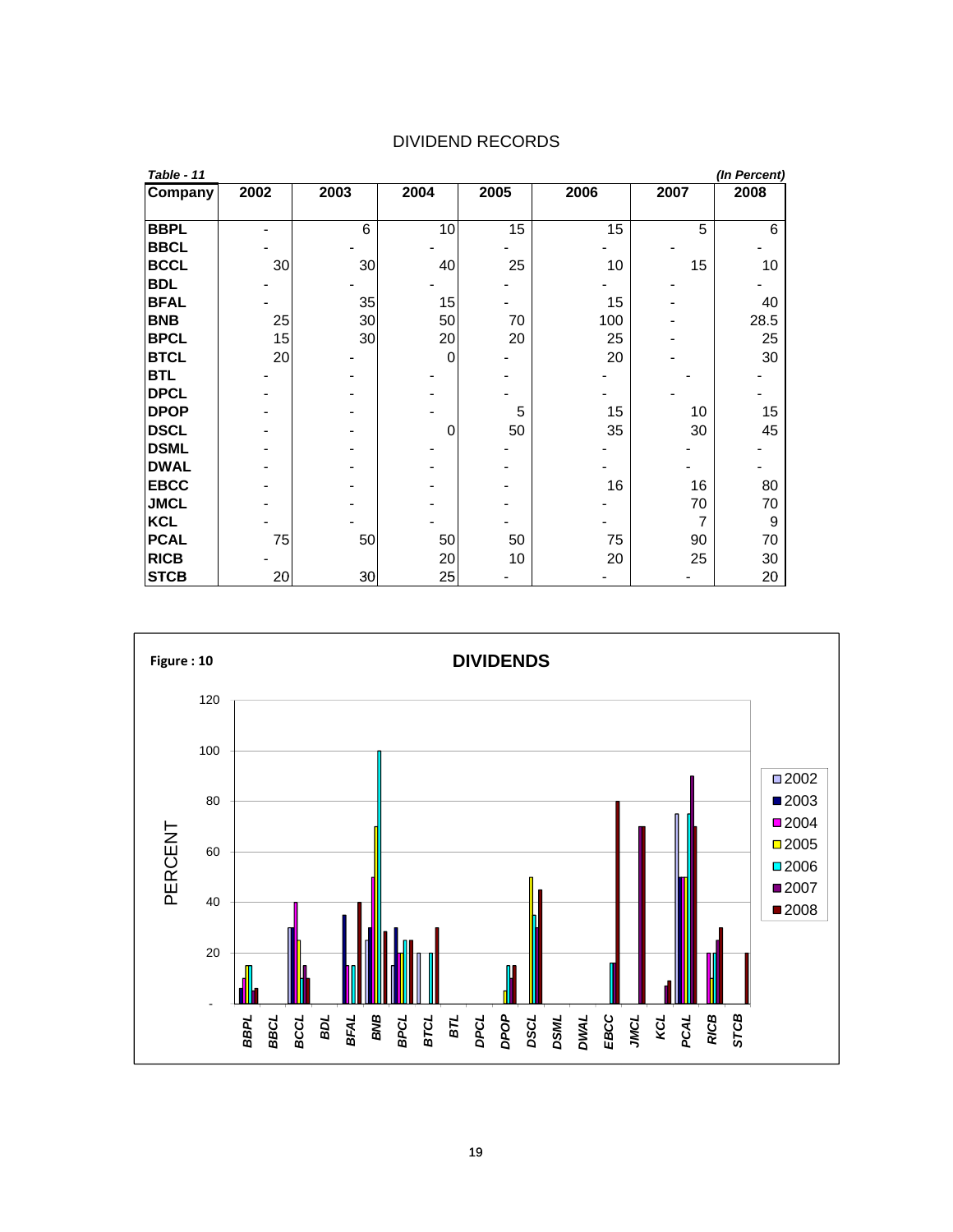# DIVIDEND RECORDS

*Table - 11* *(In Percent)*

| Company | 2002 | 2003 | 2004 | 2005 | 2006 | 2007 | 2008 |
|---|---|---|---|---|---|---|---|
| **BBPL** | - | 6 | 10 | 15 | 15 | 5 | 6 |
| **BBCL** | - | - | - | - | - | - | - |
| **BCCL** | 30 | 30 | 40 | 25 | 10 | 15 | 10 |
| **BDL** | - | - | - | - | - | - | - |
| **BFAL** | - | 35 | 15 | - | 15 | - | 40 |
| **BNB** | 25 | 30 | 50 | 70 | 100 | - | 28.5 |
| **BPCL** | 15 | 30 | 20 | 20 | 25 | - | 25 |
| **BTCL** | 20 | - | 0 | - | 20 | - | 30 |
| **BTL** | - | - | - | - | - | - | - |
| **DPCL** | - | - | - | - | - | - | - |
| **DPOP** | - | - | - | 5 | 15 | 10 | 15 |
| **DSCL** | - | - | 0 | 50 | 35 | 30 | 45 |
| **DSML** | - | - | - | - | - | - | - |
| **DWAL** | - | - | - | - | - | - | - |
| **EBCC** | - | - | - | - | 16 | 16 | 80 |
| **JMCL** | - | - | - | - | - | 70 | 70 |
| **KCL** | - | - | - | - | - | 7 | 9 |
| **PCAL** | 75 | 50 | 50 | 50 | 75 | 90 | 70 |
| **RICB** | - | | 20 | 10 | 20 | 25 | 30 |
| **STCB** | 20 | 30 | 25 | - | - | - | 20 |

**Figure : 10** **DIVIDENDS**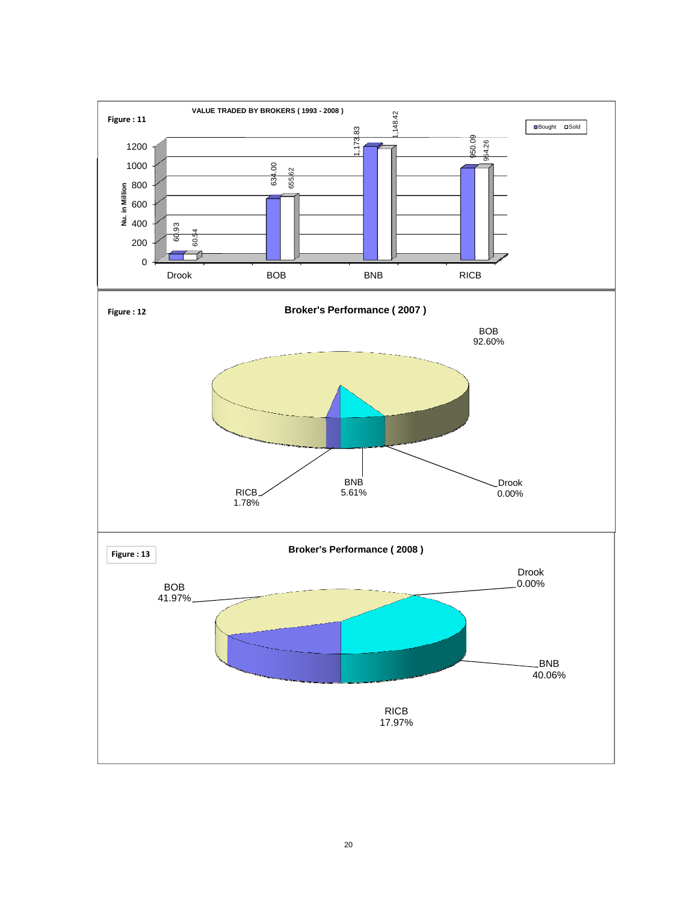**Figure : 11**

**VALUE TRADED BY BROKERS ( 1993 - 2008 )**

| Broker | Bought | Sold |
|---|---|---|
| Drook | 60.93 | 60.54 |
| BOB | 634.00 | 655.62 |
| BNB | 1,173.83 | 1,148.42 |
| RICB | 950.09 | 954.26 |

Nu. in Million

**Figure : 12**

**Broker's Performance ( 2007 )**

| Broker | Share |
|---|---|
| BOB | 92.60% |
| BNB | 5.61% |
| RICB | 1.78% |
| Drook | 0.00% |

**Figure : 13**

**Broker's Performance ( 2008 )**

| Broker | Share |
|---|---|
| BOB | 41.97% |
| BNB | 40.06% |
| RICB | 17.97% |
| Drook | 0.00% |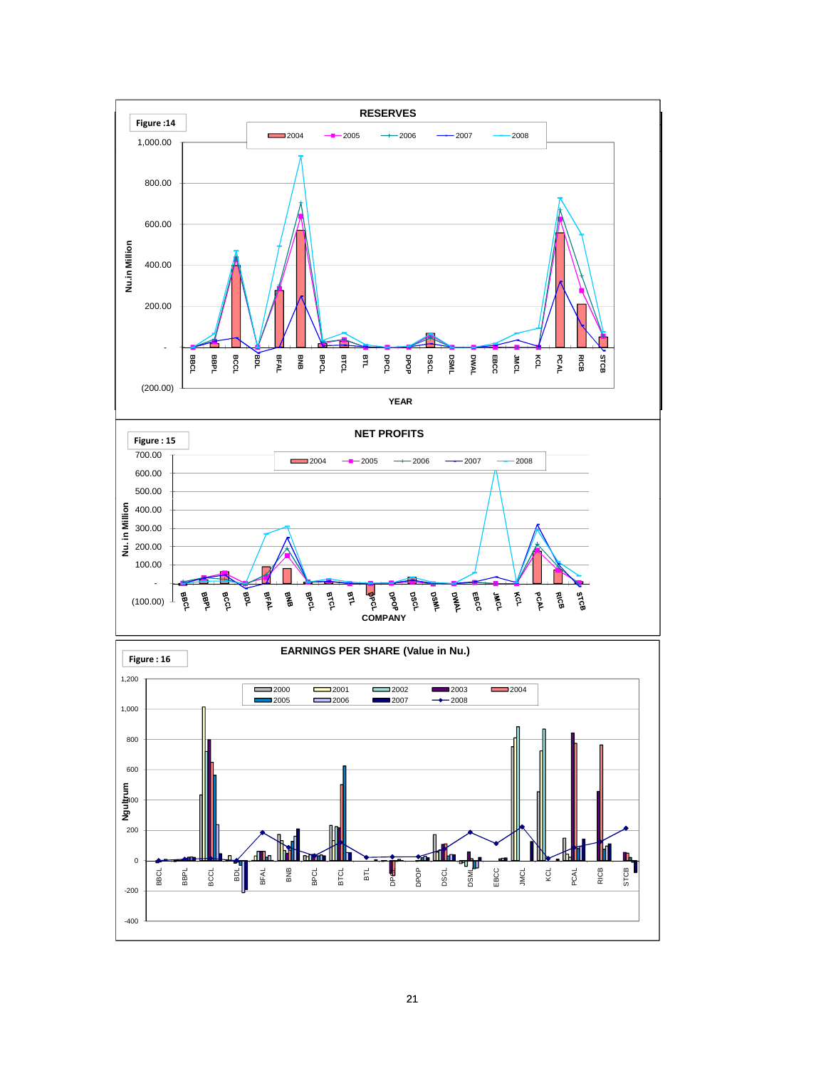**Figure :14**

**RESERVES**

**Figure : 15**

**NET PROFITS**

**Figure : 16**

**EARNINGS PER SHARE (Value in Nu.)**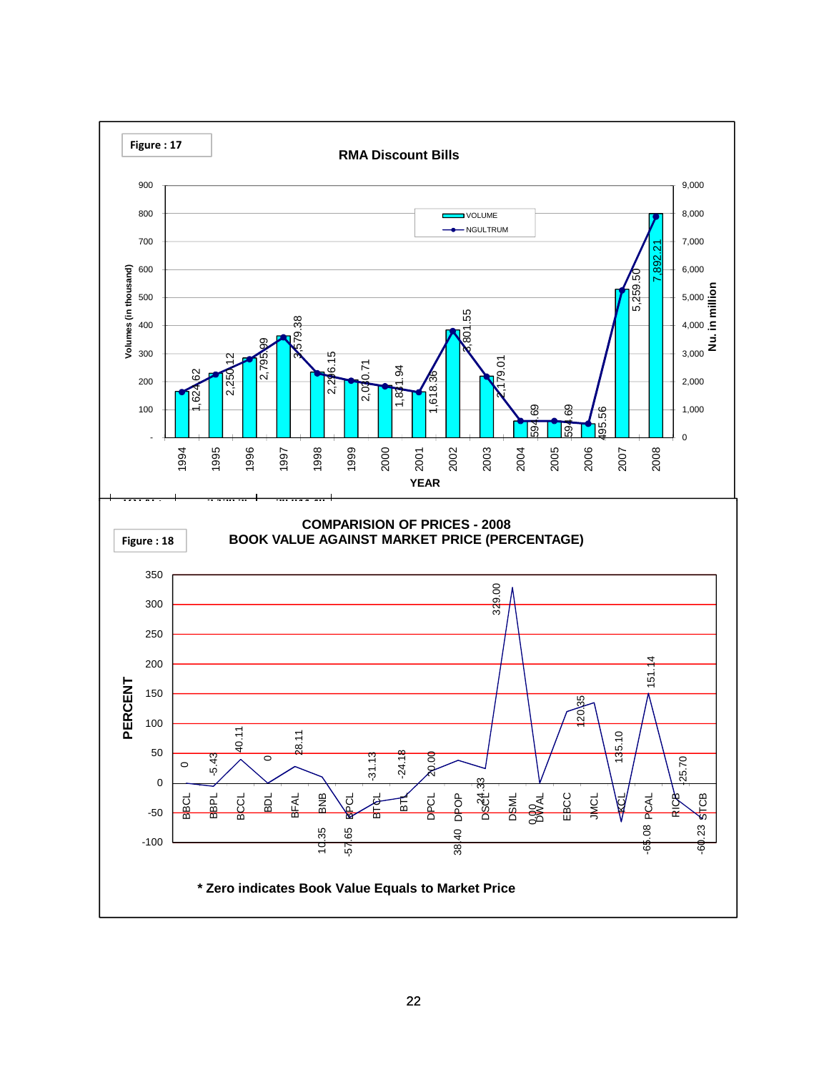**Figure : 17**

**RMA Discount Bills**

| YEAR | NGULTRUM (Nu. in million) |
|---|---|
| 1994 | 1,624.62 |
| 1995 | 2,250.12 |
| 1996 | 2,795.99 |
| 1997 | 3,579.38 |
| 1998 | 2,296.15 |
| 1999 | 2,030.71 |
| 2000 | 1,841.94 |
| 2001 | 1,618.36 |
| 2002 | 3,801.55 |
| 2003 | 2,179.01 |
| 2004 | 594.69 |
| 2005 | 594.69 |
| 2006 | 495.56 |
| 2007 | 5,259.50 |
| 2008 | 7,892.21 |

Legend: VOLUME (Volumes (in thousand)), NGULTRUM (Nu. in million)

**Figure : 18**

**COMPARISION OF PRICES - 2008**
**BOOK VALUE AGAINST MARKET PRICE (PERCENTAGE)**

| Company | PERCENT |
|---|---|
| BBCL | 0 |
| BBPL | -5.43 |
| BCCL | 40.11 |
| BDL | 0 |
| BFAL | 28.11 |
| BNB | 10.35 |
| BPCL | -57.65 |
| BTCL | -31.13 |
| BTL | -24.18 |
| DPCL | 20.00 |
| DPOP | 38.40 |
| DSCL | 24.33 |
| DSML | 329.00 |
| DWAL | 0.00 |
| EBCC | 120.35 |
| JMCL | 135.10 |
| KCL | -65.08 |
| PCAL | 151.14 |
| RICB | -25.70 |
| STCB | -60.23 |

**\* Zero indicates Book Value Equals to Market Price**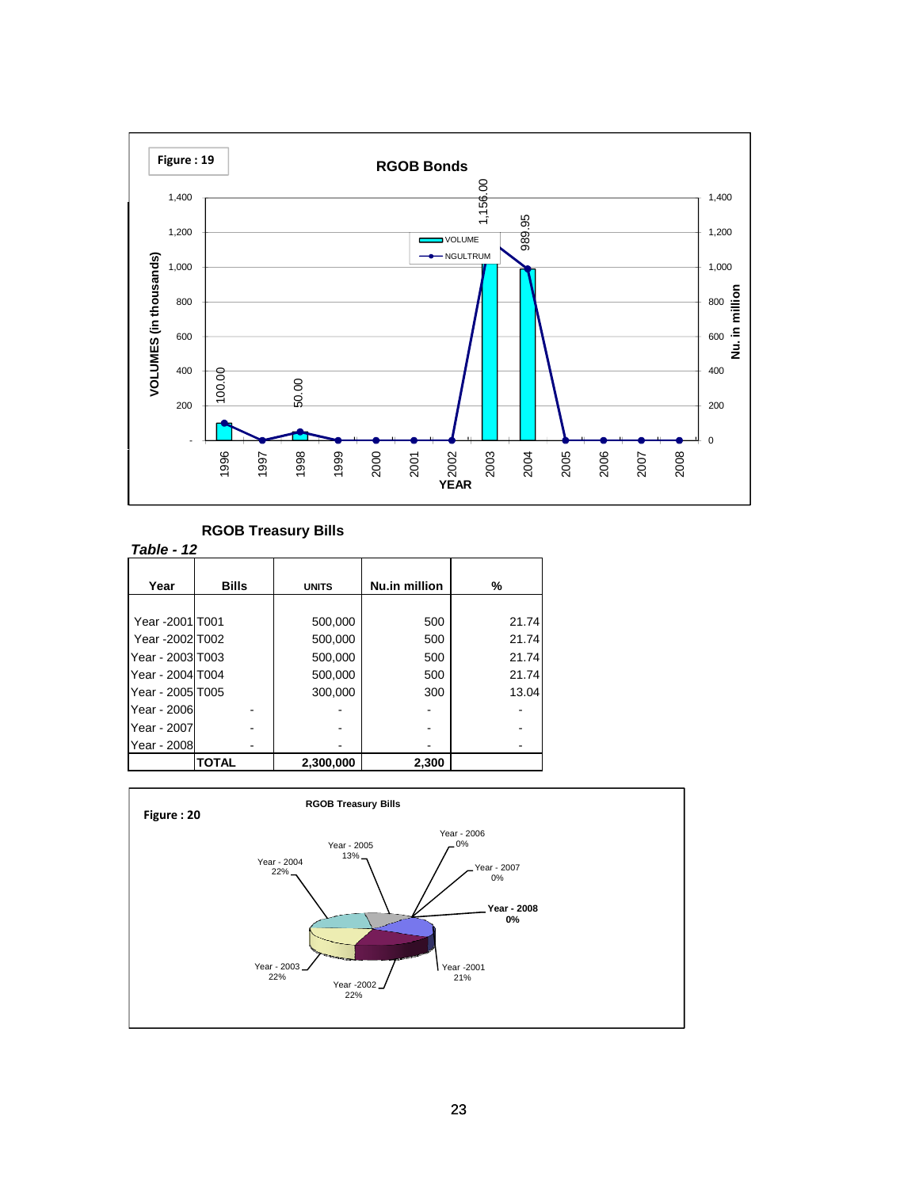Figure : 19

**RGOB Bonds**

**RGOB Treasury Bills**

*Table - 12*

| Year | Bills | UNITS | Nu.in million | % |
|---|---|---|---|---|
| Year -2001 | T001 | 500,000 | 500 | 21.74 |
| Year -2002 | T002 | 500,000 | 500 | 21.74 |
| Year - 2003 | T003 | 500,000 | 500 | 21.74 |
| Year - 2004 | T004 | 500,000 | 500 | 21.74 |
| Year - 2005 | T005 | 300,000 | 300 | 13.04 |
| Year - 2006 | - | - | - | - |
| Year - 2007 | - | - | - | - |
| Year - 2008 | - | - | - | - |
| | **TOTAL** | **2,300,000** | **2,300** | |

Figure : 20

**RGOB Treasury Bills**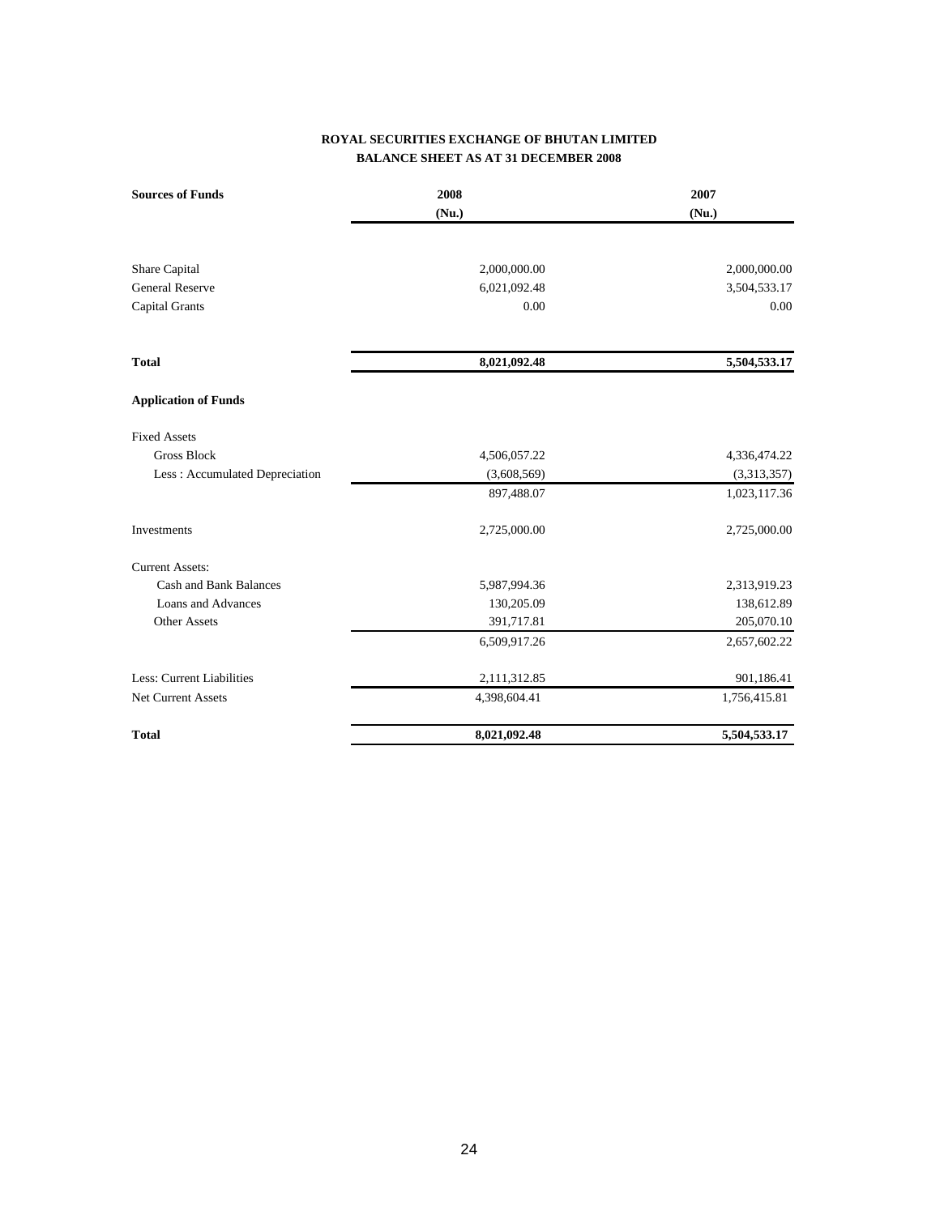# ROYAL SECURITIES EXCHANGE OF BHUTAN LIMITED

## BALANCE SHEET AS AT 31 DECEMBER 2008

| Sources of Funds | 2008 (Nu.) | 2007 (Nu.) |
|---|---|---|
| Share Capital | 2,000,000.00 | 2,000,000.00 |
| General Reserve | 6,021,092.48 | 3,504,533.17 |
| Capital Grants | 0.00 | 0.00 |
| **Total** | **8,021,092.48** | **5,504,533.17** |
| **Application of Funds** | | |
| Fixed Assets | | |
| Gross Block | 4,506,057.22 | 4,336,474.22 |
| Less : Accumulated Depreciation | (3,608,569) | (3,313,357) |
| | 897,488.07 | 1,023,117.36 |
| Investments | 2,725,000.00 | 2,725,000.00 |
| Current Assets: | | |
| Cash and Bank Balances | 5,987,994.36 | 2,313,919.23 |
| Loans and Advances | 130,205.09 | 138,612.89 |
| Other Assets | 391,717.81 | 205,070.10 |
| | 6,509,917.26 | 2,657,602.22 |
| Less: Current Liabilities | 2,111,312.85 | 901,186.41 |
| Net Current Assets | 4,398,604.41 | 1,756,415.81 |
| **Total** | **8,021,092.48** | **5,504,533.17** |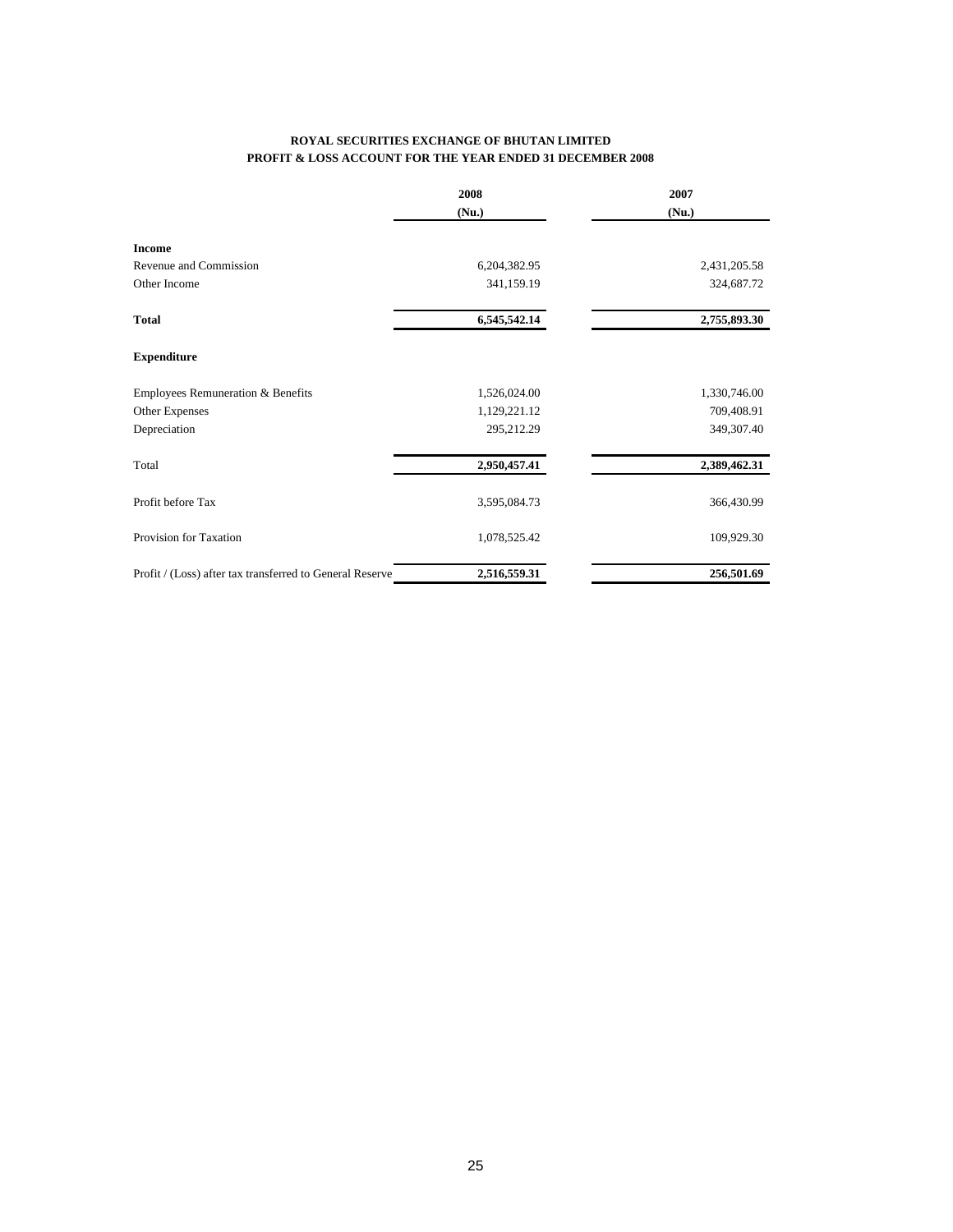**ROYAL SECURITIES EXCHANGE OF BHUTAN LIMITED**
**PROFIT & LOSS ACCOUNT FOR THE YEAR ENDED 31 DECEMBER 2008**

| | 2008 (Nu.) | 2007 (Nu.) |
|---|---|---|
| **Income** | | |
| Revenue and Commission | 6,204,382.95 | 2,431,205.58 |
| Other Income | 341,159.19 | 324,687.72 |
| **Total** | **6,545,542.14** | **2,755,893.30** |
| **Expenditure** | | |
| Employees Remuneration & Benefits | 1,526,024.00 | 1,330,746.00 |
| Other Expenses | 1,129,221.12 | 709,408.91 |
| Depreciation | 295,212.29 | 349,307.40 |
| Total | **2,950,457.41** | **2,389,462.31** |
| Profit before Tax | 3,595,084.73 | 366,430.99 |
| Provision for Taxation | 1,078,525.42 | 109,929.30 |
| Profit / (Loss) after tax transferred to General Reserve | **2,516,559.31** | **256,501.69** |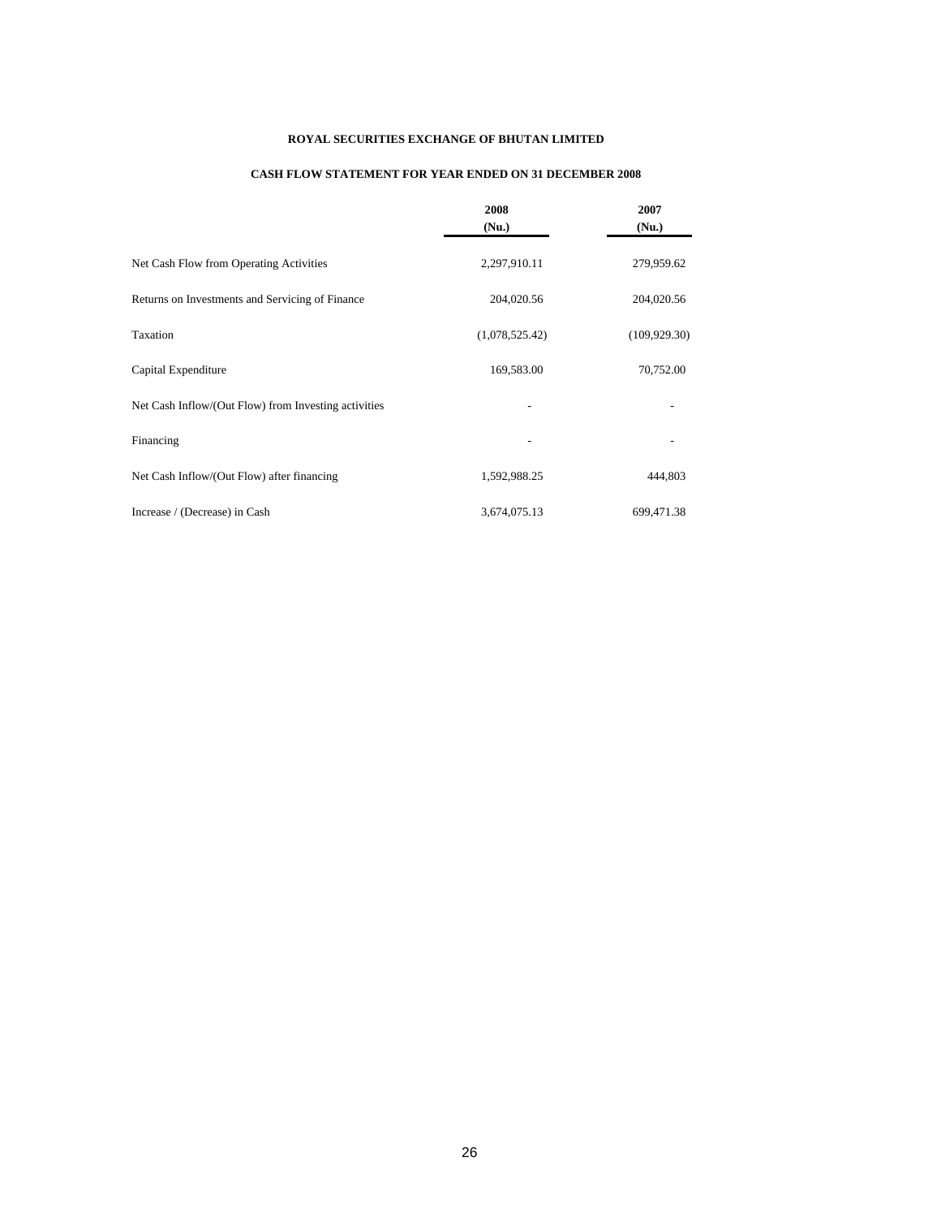**ROYAL SECURITIES EXCHANGE OF BHUTAN LIMITED**

**CASH FLOW STATEMENT FOR YEAR ENDED ON 31 DECEMBER 2008**

| | 2008 (Nu.) | 2007 (Nu.) |
|---|---|---|
| Net Cash Flow from Operating Activities | 2,297,910.11 | 279,959.62 |
| Returns on Investments and Servicing of Finance | 204,020.56 | 204,020.56 |
| Taxation | (1,078,525.42) | (109,929.30) |
| Capital Expenditure | 169,583.00 | 70,752.00 |
| Net Cash Inflow/(Out Flow) from Investing activities | - | - |
| Financing | - | - |
| Net Cash Inflow/(Out Flow) after financing | 1,592,988.25 | 444,803 |
| Increase / (Decrease) in Cash | 3,674,075.13 | 699,471.38 |